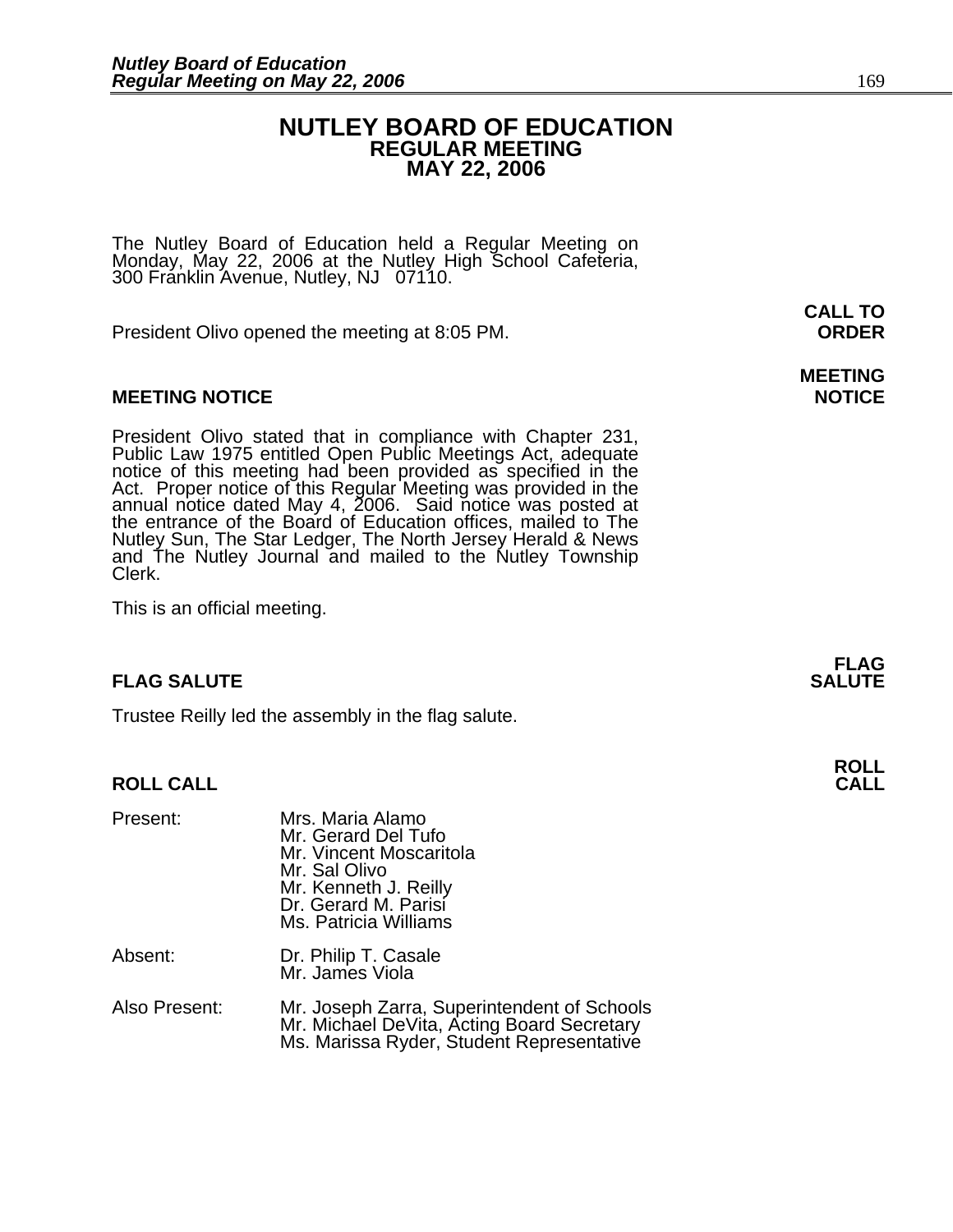# NUTLEY BOARD OF EDUCATION
## REGULAR MEETING
## MAY 22, 2006

The Nutley Board of Education held a Regular Meeting on Monday, May 22, 2006 at the Nutley High School Cafeteria, 300 Franklin Avenue, Nutley, NJ 07110.

**CALL TO ORDER**

President Olivo opened the meeting at 8:05 PM.

**MEETING NOTICE**

President Olivo stated that in compliance with Chapter 231, Public Law 1975 entitled Open Public Meetings Act, adequate notice of this meeting had been provided as specified in the Act. Proper notice of this Regular Meeting was provided in the annual notice dated May 4, 2006. Said notice was posted at the entrance of the Board of Education offices, mailed to The Nutley Sun, The Star Ledger, The North Jersey Herald & News and The Nutley Journal and mailed to the Nutley Township Clerk.

This is an official meeting.

**FLAG SALUTE**

Trustee Reilly led the assembly in the flag salute.

**ROLL CALL**

Present:
- Mrs. Maria Alamo
- Mr. Gerard Del Tufo
- Mr. Vincent Moscaritola
- Mr. Sal Olivo
- Mr. Kenneth J. Reilly
- Dr. Gerard M. Parisi
- Ms. Patricia Williams

Absent:
- Dr. Philip T. Casale
- Mr. James Viola

Also Present:
- Mr. Joseph Zarra, Superintendent of Schools
- Mr. Michael DeVita, Acting Board Secretary
- Ms. Marissa Ryder, Student Representative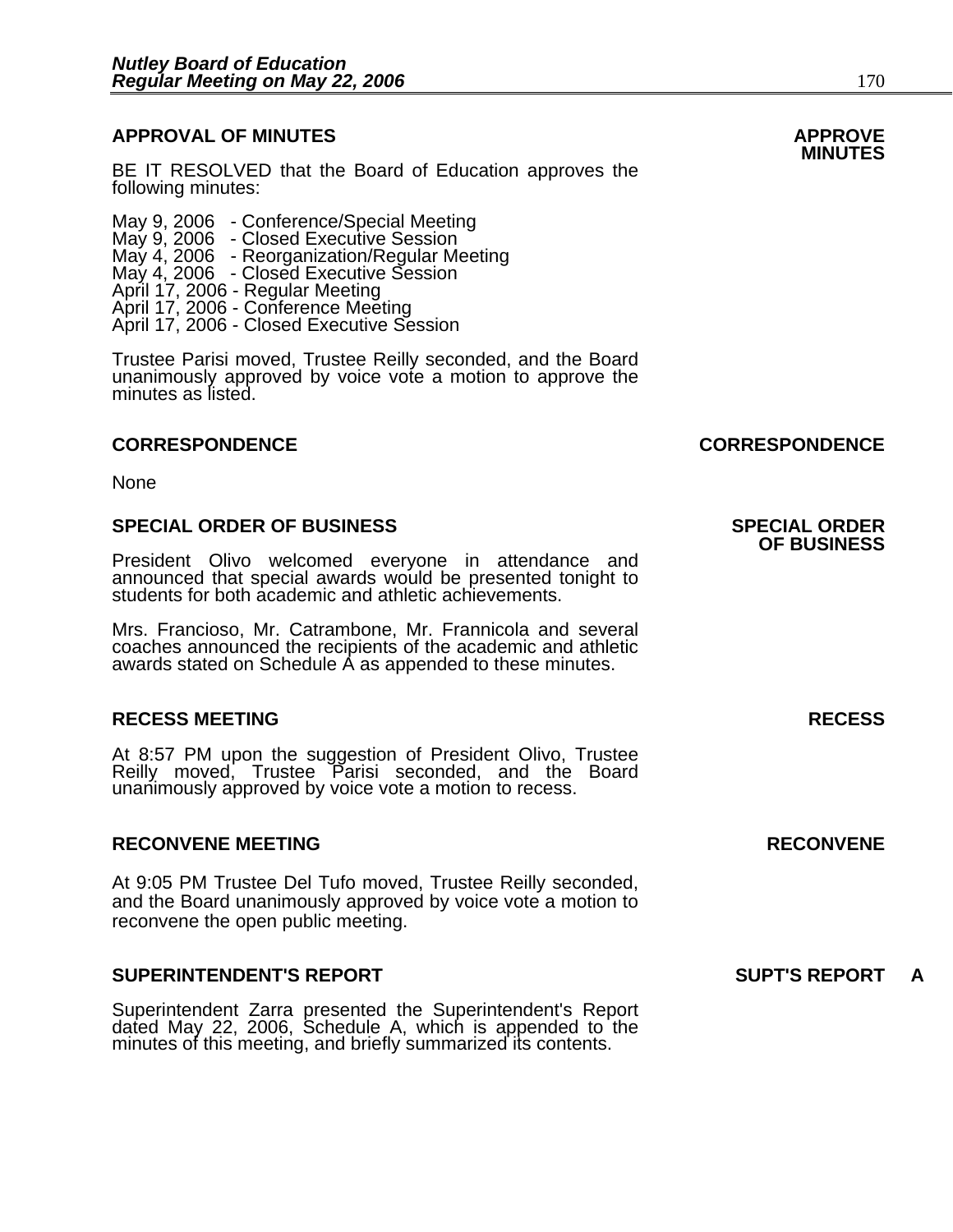## APPROVAL OF MINUTES

**APPROVE MINUTES**

BE IT RESOLVED that the Board of Education approves the following minutes:

May 9, 2006 - Conference/Special Meeting
May 9, 2006 - Closed Executive Session
May 4, 2006 - Reorganization/Regular Meeting
May 4, 2006 - Closed Executive Session
April 17, 2006 - Regular Meeting
April 17, 2006 - Conference Meeting
April 17, 2006 - Closed Executive Session

Trustee Parisi moved, Trustee Reilly seconded, and the Board unanimously approved by voice vote a motion to approve the minutes as listed.

## CORRESPONDENCE

**CORRESPONDENCE**

None

## SPECIAL ORDER OF BUSINESS

**SPECIAL ORDER OF BUSINESS**

President Olivo welcomed everyone in attendance and announced that special awards would be presented tonight to students for both academic and athletic achievements.

Mrs. Francioso, Mr. Catrambone, Mr. Frannicola and several coaches announced the recipients of the academic and athletic awards stated on Schedule A as appended to these minutes.

## RECESS MEETING

**RECESS**

At 8:57 PM upon the suggestion of President Olivo, Trustee Reilly moved, Trustee Parisi seconded, and the Board unanimously approved by voice vote a motion to recess.

## RECONVENE MEETING

**RECONVENE**

At 9:05 PM Trustee Del Tufo moved, Trustee Reilly seconded, and the Board unanimously approved by voice vote a motion to reconvene the open public meeting.

## SUPERINTENDENT'S REPORT

**SUPT'S REPORT A**

Superintendent Zarra presented the Superintendent's Report dated May 22, 2006, Schedule A, which is appended to the minutes of this meeting, and briefly summarized its contents.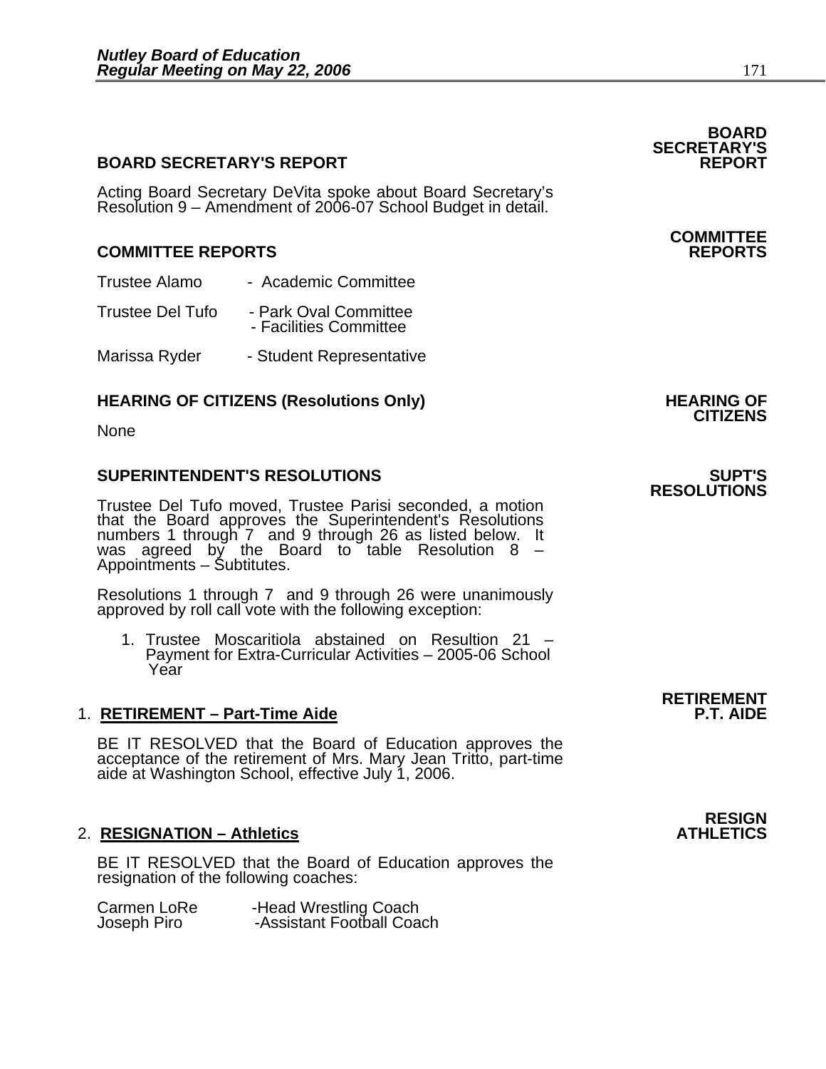**BOARD SECRETARY'S REPORT**

## BOARD SECRETARY'S REPORT

Acting Board Secretary DeVita spoke about Board Secretary's Resolution 9 – Amendment of 2006-07 School Budget in detail.

**COMMITTEE REPORTS**

## COMMITTEE REPORTS

Trustee Alamo - Academic Committee

Trustee Del Tufo - Park Oval Committee
- Facilities Committee

Marissa Ryder - Student Representative

**HEARING OF CITIZENS**

## HEARING OF CITIZENS (Resolutions Only)

None

**SUPT'S RESOLUTIONS**

## SUPERINTENDENT'S RESOLUTIONS

Trustee Del Tufo moved, Trustee Parisi seconded, a motion that the Board approves the Superintendent's Resolutions numbers 1 through 7 and 9 through 26 as listed below. It was agreed by the Board to table Resolution 8 – Appointments – Subtitutes.

Resolutions 1 through 7 and 9 through 26 were unanimously approved by roll call vote with the following exception:

1. Trustee Moscaritiola abstained on Resultion 21 – Payment for Extra-Curricular Activities – 2005-06 School Year

**RETIREMENT P.T. AIDE**

1. **RETIREMENT – Part-Time Aide**

BE IT RESOLVED that the Board of Education approves the acceptance of the retirement of Mrs. Mary Jean Tritto, part-time aide at Washington School, effective July 1, 2006.

**RESIGN ATHLETICS**

2. **RESIGNATION – Athletics**

BE IT RESOLVED that the Board of Education approves the resignation of the following coaches:

Carmen LoRe -Head Wrestling Coach
Joseph Piro -Assistant Football Coach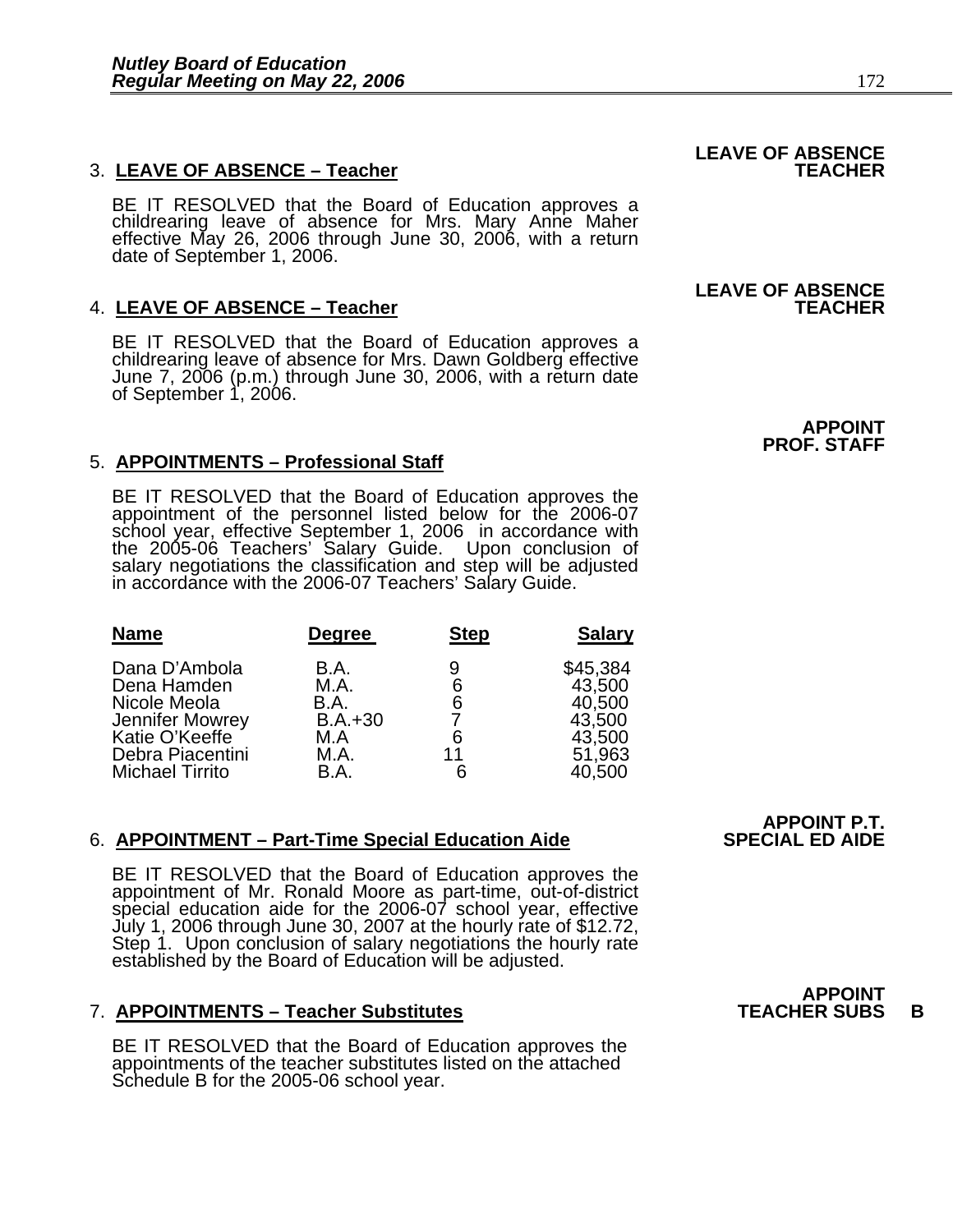**LEAVE OF ABSENCE TEACHER**

3. **LEAVE OF ABSENCE – Teacher**

BE IT RESOLVED that the Board of Education approves a childrearing leave of absence for Mrs. Mary Anne Maher effective May 26, 2006 through June 30, 2006, with a return date of September 1, 2006.

**LEAVE OF ABSENCE TEACHER**

4. **LEAVE OF ABSENCE – Teacher**

BE IT RESOLVED that the Board of Education approves a childrearing leave of absence for Mrs. Dawn Goldberg effective June 7, 2006 (p.m.) through June 30, 2006, with a return date of September 1, 2006.

**APPOINT PROF. STAFF**

5. **APPOINTMENTS – Professional Staff**

BE IT RESOLVED that the Board of Education approves the appointment of the personnel listed below for the 2006-07 school year, effective September 1, 2006 in accordance with the 2005-06 Teachers' Salary Guide. Upon conclusion of salary negotiations the classification and step will be adjusted in accordance with the 2006-07 Teachers' Salary Guide.

| Name | Degree | Step | Salary |
|---|---|---|---|
| Dana D'Ambola | B.A. | 9 | $45,384 |
| Dena Hamden | M.A. | 6 | 43,500 |
| Nicole Meola | B.A. | 6 | 40,500 |
| Jennifer Mowrey | B.A.+30 | 7 | 43,500 |
| Katie O'Keeffe | M.A | 6 | 43,500 |
| Debra Piacentini | M.A. | 11 | 51,963 |
| Michael Tirrito | B.A. | 6 | 40,500 |

**APPOINT P.T. SPECIAL ED AIDE**

6. **APPOINTMENT – Part-Time Special Education Aide**

BE IT RESOLVED that the Board of Education approves the appointment of Mr. Ronald Moore as part-time, out-of-district special education aide for the 2006-07 school year, effective July 1, 2006 through June 30, 2007 at the hourly rate of $12.72, Step 1. Upon conclusion of salary negotiations the hourly rate established by the Board of Education will be adjusted.

**APPOINT TEACHER SUBS B**

7. **APPOINTMENTS – Teacher Substitutes**

BE IT RESOLVED that the Board of Education approves the appointments of the teacher substitutes listed on the attached Schedule B for the 2005-06 school year.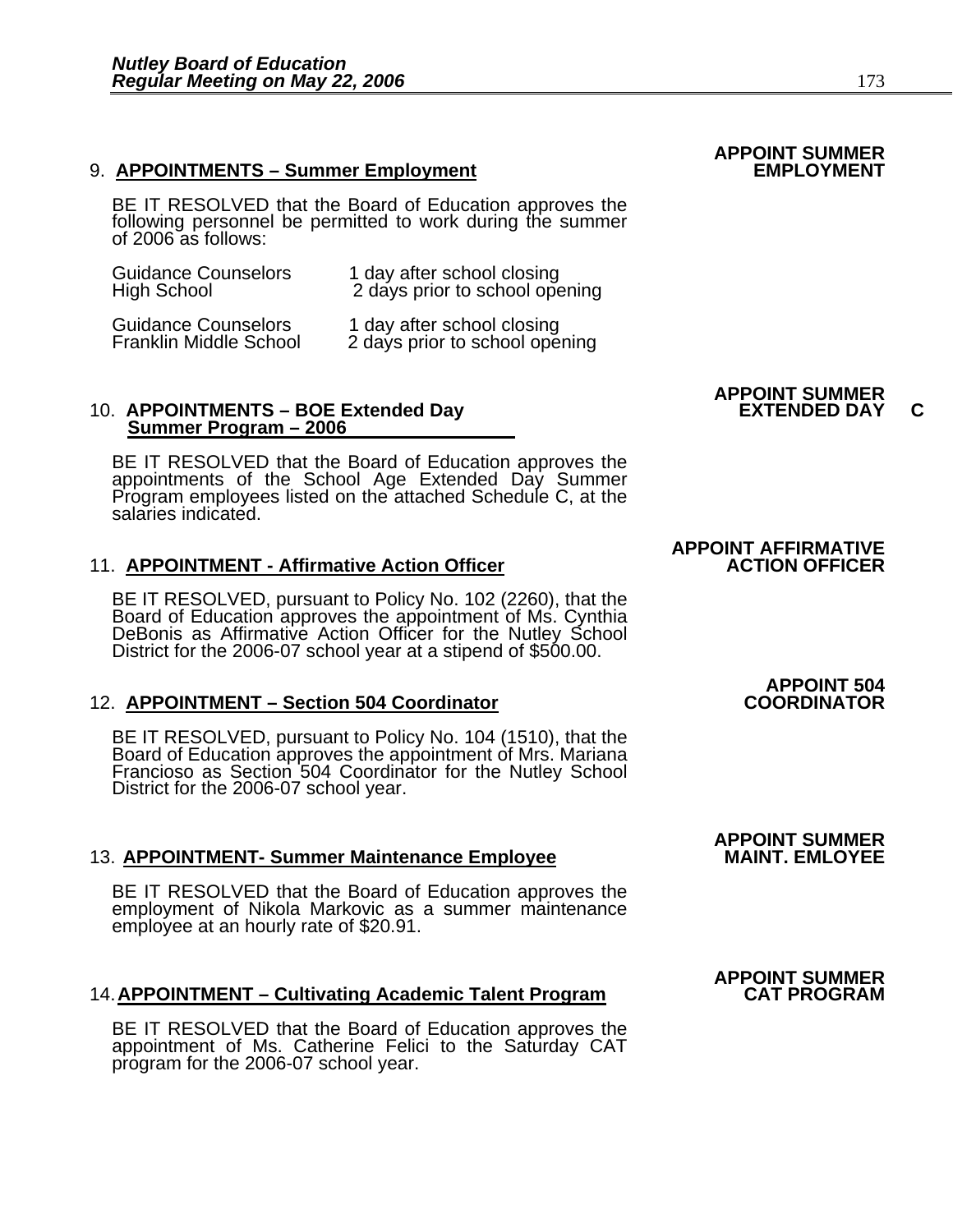**APPOINT SUMMER EMPLOYMENT**

9. **APPOINTMENTS – Summer Employment**

BE IT RESOLVED that the Board of Education approves the following personnel be permitted to work during the summer of 2006 as follows:

| | |
|---|---|
| Guidance Counselors<br>High School | 1 day after school closing<br>2 days prior to school opening |
| Guidance Counselors<br>Franklin Middle School | 1 day after school closing<br>2 days prior to school opening |

**APPOINT SUMMER EXTENDED DAY C**

10. **APPOINTMENTS – BOE Extended Day Summer Program – 2006**

BE IT RESOLVED that the Board of Education approves the appointments of the School Age Extended Day Summer Program employees listed on the attached Schedule C, at the salaries indicated.

**APPOINT AFFIRMATIVE ACTION OFFICER**

11. **APPOINTMENT - Affirmative Action Officer**

BE IT RESOLVED, pursuant to Policy No. 102 (2260), that the Board of Education approves the appointment of Ms. Cynthia DeBonis as Affirmative Action Officer for the Nutley School District for the 2006-07 school year at a stipend of $500.00.

**APPOINT 504 COORDINATOR**

12. **APPOINTMENT – Section 504 Coordinator**

BE IT RESOLVED, pursuant to Policy No. 104 (1510), that the Board of Education approves the appointment of Mrs. Mariana Francioso as Section 504 Coordinator for the Nutley School District for the 2006-07 school year.

**APPOINT SUMMER MAINT. EMLOYEE**

13. **APPOINTMENT- Summer Maintenance Employee**

BE IT RESOLVED that the Board of Education approves the employment of Nikola Markovic as a summer maintenance employee at an hourly rate of $20.91.

**APPOINT SUMMER CAT PROGRAM**

14. **APPOINTMENT – Cultivating Academic Talent Program**

BE IT RESOLVED that the Board of Education approves the appointment of Ms. Catherine Felici to the Saturday CAT program for the 2006-07 school year.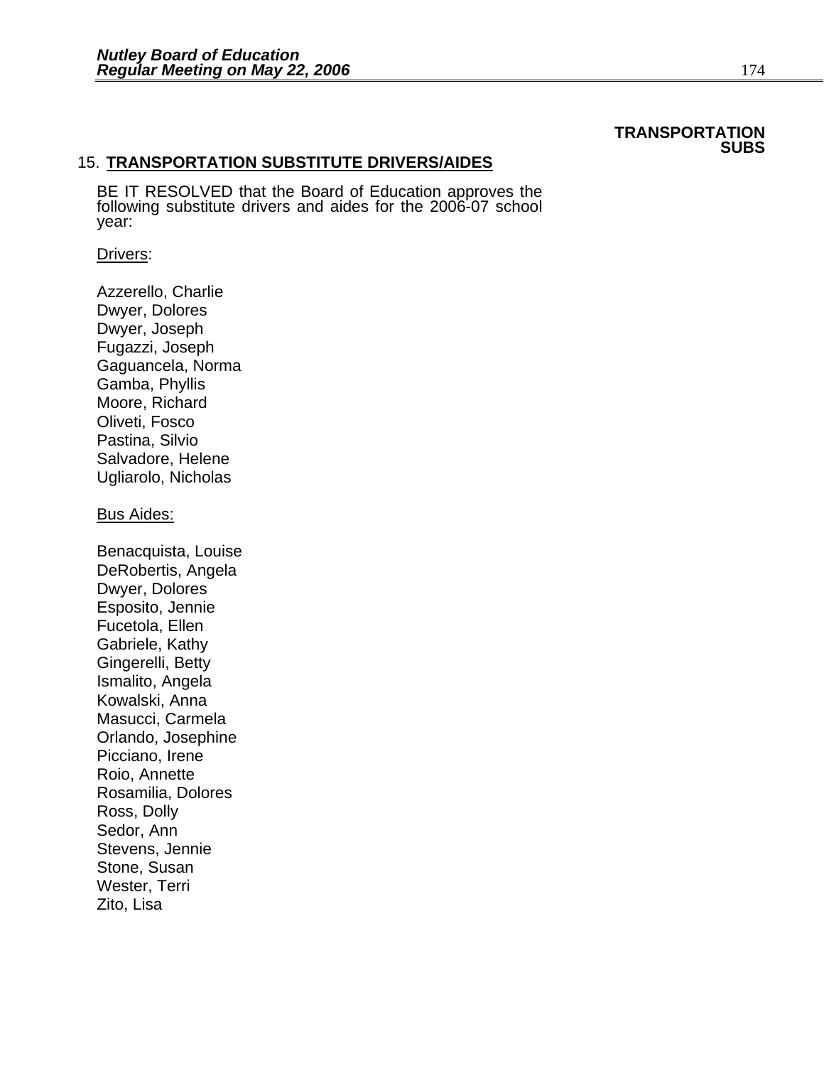**TRANSPORTATION SUBS**

15. **TRANSPORTATION SUBSTITUTE DRIVERS/AIDES**

BE IT RESOLVED that the Board of Education approves the following substitute drivers and aides for the 2006-07 school year:

Drivers:

Azzerello, Charlie
Dwyer, Dolores
Dwyer, Joseph
Fugazzi, Joseph
Gaguancela, Norma
Gamba, Phyllis
Moore, Richard
Oliveti, Fosco
Pastina, Silvio
Salvadore, Helene
Ugliarolo, Nicholas

Bus Aides:

Benacquista, Louise
DeRobertis, Angela
Dwyer, Dolores
Esposito, Jennie
Fucetola, Ellen
Gabriele, Kathy
Gingerelli, Betty
Ismalito, Angela
Kowalski, Anna
Masucci, Carmela
Orlando, Josephine
Picciano, Irene
Roio, Annette
Rosamilia, Dolores
Ross, Dolly
Sedor, Ann
Stevens, Jennie
Stone, Susan
Wester, Terri
Zito, Lisa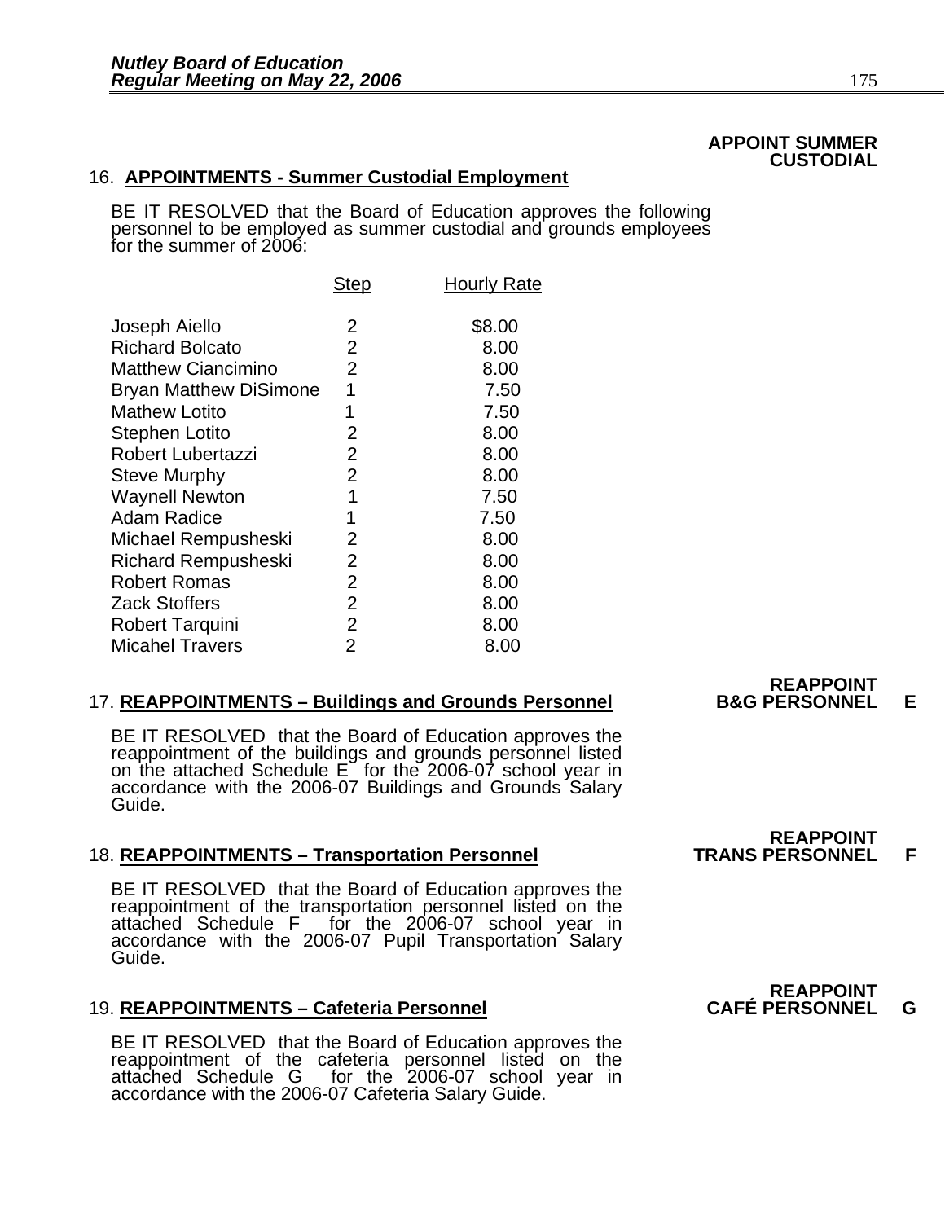**APPOINT SUMMER CUSTODIAL**

16. **APPOINTMENTS - Summer Custodial Employment**

BE IT RESOLVED that the Board of Education approves the following personnel to be employed as summer custodial and grounds employees for the summer of 2006:

| | Step | Hourly Rate |
|---|---|---|
| Joseph Aiello | 2 | $8.00 |
| Richard Bolcato | 2 | 8.00 |
| Matthew Ciancimino | 2 | 8.00 |
| Bryan Matthew DiSimone | 1 | 7.50 |
| Mathew Lotito | 1 | 7.50 |
| Stephen Lotito | 2 | 8.00 |
| Robert Lubertazzi | 2 | 8.00 |
| Steve Murphy | 2 | 8.00 |
| Waynell Newton | 1 | 7.50 |
| Adam Radice | 1 | 7.50 |
| Michael Rempusheski | 2 | 8.00 |
| Richard Rempusheski | 2 | 8.00 |
| Robert Romas | 2 | 8.00 |
| Zack Stoffers | 2 | 8.00 |
| Robert Tarquini | 2 | 8.00 |
| Micahel Travers | 2 | 8.00 |

**REAPPOINT B&G PERSONNEL E**

17. **REAPPOINTMENTS – Buildings and Grounds Personnel**

BE IT RESOLVED that the Board of Education approves the reappointment of the buildings and grounds personnel listed on the attached Schedule E for the 2006-07 school year in accordance with the 2006-07 Buildings and Grounds Salary Guide.

**REAPPOINT TRANS PERSONNEL F**

18. **REAPPOINTMENTS – Transportation Personnel**

BE IT RESOLVED that the Board of Education approves the reappointment of the transportation personnel listed on the attached Schedule F for the 2006-07 school year in accordance with the 2006-07 Pupil Transportation Salary Guide.

**REAPPOINT CAFÉ PERSONNEL G**

19. **REAPPOINTMENTS – Cafeteria Personnel**

BE IT RESOLVED that the Board of Education approves the reappointment of the cafeteria personnel listed on the attached Schedule G for the 2006-07 school year in accordance with the 2006-07 Cafeteria Salary Guide.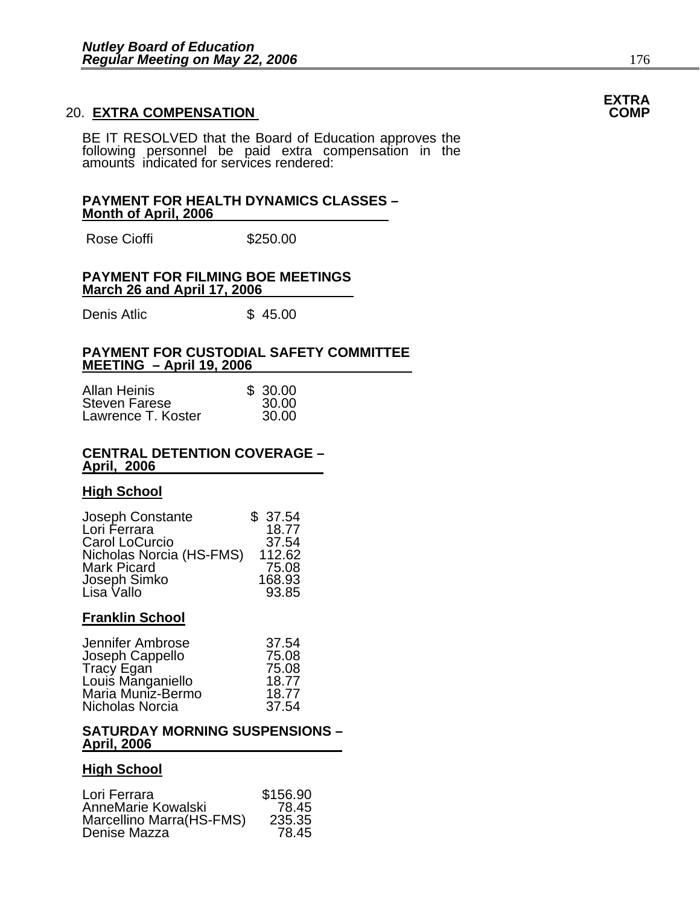## 20. **EXTRA COMPENSATION**

**EXTRA COMP**

BE IT RESOLVED that the Board of Education approves the following personnel be paid extra compensation in the amounts indicated for services rendered:

**PAYMENT FOR HEALTH DYNAMICS CLASSES – Month of April, 2006**

| | |
|---|---|
| Rose Cioffi | $250.00 |

**PAYMENT FOR FILMING BOE MEETINGS March 26 and April 17, 2006**

| | |
|---|---|
| Denis Atlic | $ 45.00 |

**PAYMENT FOR CUSTODIAL SAFETY COMMITTEE MEETING – April 19, 2006**

| | |
|---|---|
| Allan Heinis | $ 30.00 |
| Steven Farese | 30.00 |
| Lawrence T. Koster | 30.00 |

**CENTRAL DETENTION COVERAGE – April, 2006**

**High School**

| | |
|---|---|
| Joseph Constante | $ 37.54 |
| Lori Ferrara | 18.77 |
| Carol LoCurcio | 37.54 |
| Nicholas Norcia (HS-FMS) | 112.62 |
| Mark Picard | 75.08 |
| Joseph Simko | 168.93 |
| Lisa Vallo | 93.85 |

**Franklin School**

| | |
|---|---|
| Jennifer Ambrose | 37.54 |
| Joseph Cappello | 75.08 |
| Tracy Egan | 75.08 |
| Louis Manganiello | 18.77 |
| Maria Muniz-Bermo | 18.77 |
| Nicholas Norcia | 37.54 |

**SATURDAY MORNING SUSPENSIONS – April, 2006**

**High School**

| | |
|---|---|
| Lori Ferrara | $156.90 |
| AnneMarie Kowalski | 78.45 |
| Marcellino Marra(HS-FMS) | 235.35 |
| Denise Mazza | 78.45 |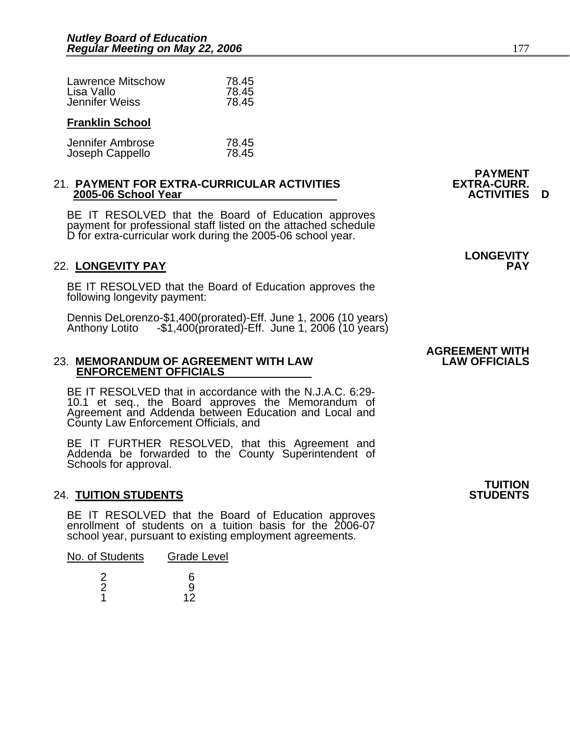| | |
|---|---|
| Lawrence Mitschow | 78.45 |
| Lisa Vallo | 78.45 |
| Jennifer Weiss | 78.45 |

**Franklin School**

| | |
|---|---|
| Jennifer Ambrose | 78.45 |
| Joseph Cappello | 78.45 |

**PAYMENT EXTRA-CURR. ACTIVITIES D**

21. **PAYMENT FOR EXTRA-CURRICULAR ACTIVITIES 2005-06 School Year**

BE IT RESOLVED that the Board of Education approves payment for professional staff listed on the attached schedule D for extra-curricular work during the 2005-06 school year.

**LONGEVITY PAY**

22. **LONGEVITY PAY**

BE IT RESOLVED that the Board of Education approves the following longevity payment:

Dennis DeLorenzo-$1,400(prorated)-Eff. June 1, 2006 (10 years)
Anthony Lotito -$1,400(prorated)-Eff. June 1, 2006 (10 years)

**AGREEMENT WITH LAW OFFICIALS**

23. **MEMORANDUM OF AGREEMENT WITH LAW ENFORCEMENT OFFICIALS**

BE IT RESOLVED that in accordance with the N.J.A.C. 6:29-10.1 et seq., the Board approves the Memorandum of Agreement and Addenda between Education and Local and County Law Enforcement Officials, and

BE IT FURTHER RESOLVED, that this Agreement and Addenda be forwarded to the County Superintendent of Schools for approval.

**TUITION STUDENTS**

24. **TUITION STUDENTS**

BE IT RESOLVED that the Board of Education approves enrollment of students on a tuition basis for the 2006-07 school year, pursuant to existing employment agreements.

| No. of Students | Grade Level |
|---|---|
| 2 | 6 |
| 2 | 9 |
| 1 | 12 |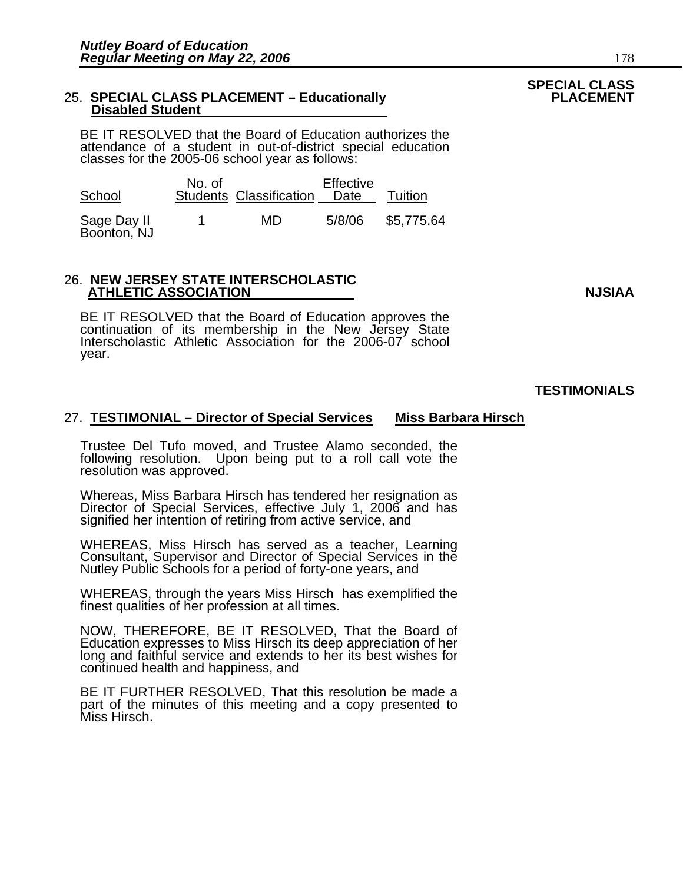**SPECIAL CLASS PLACEMENT**

## 25. SPECIAL CLASS PLACEMENT – Educationally Disabled Student

BE IT RESOLVED that the Board of Education authorizes the attendance of a student in out-of-district special education classes for the 2005-06 school year as follows:

| School | No. of Students | Classification | Effective Date | Tuition |
|---|---|---|---|---|
| Sage Day II Boonton, NJ | 1 | MD | 5/8/06 | $5,775.64 |

**NJSIAA**

## 26. NEW JERSEY STATE INTERSCHOLASTIC ATHLETIC ASSOCIATION

BE IT RESOLVED that the Board of Education approves the continuation of its membership in the New Jersey State Interscholastic Athletic Association for the 2006-07 school year.

**TESTIMONIALS**

## 27. TESTIMONIAL – Director of Special Services Miss Barbara Hirsch

Trustee Del Tufo moved, and Trustee Alamo seconded, the following resolution. Upon being put to a roll call vote the resolution was approved.

Whereas, Miss Barbara Hirsch has tendered her resignation as Director of Special Services, effective July 1, 2006 and has signified her intention of retiring from active service, and

WHEREAS, Miss Hirsch has served as a teacher, Learning Consultant, Supervisor and Director of Special Services in the Nutley Public Schools for a period of forty-one years, and

WHEREAS, through the years Miss Hirsch has exemplified the finest qualities of her profession at all times.

NOW, THEREFORE, BE IT RESOLVED, That the Board of Education expresses to Miss Hirsch its deep appreciation of her long and faithful service and extends to her its best wishes for continued health and happiness, and

BE IT FURTHER RESOLVED, That this resolution be made a part of the minutes of this meeting and a copy presented to Miss Hirsch.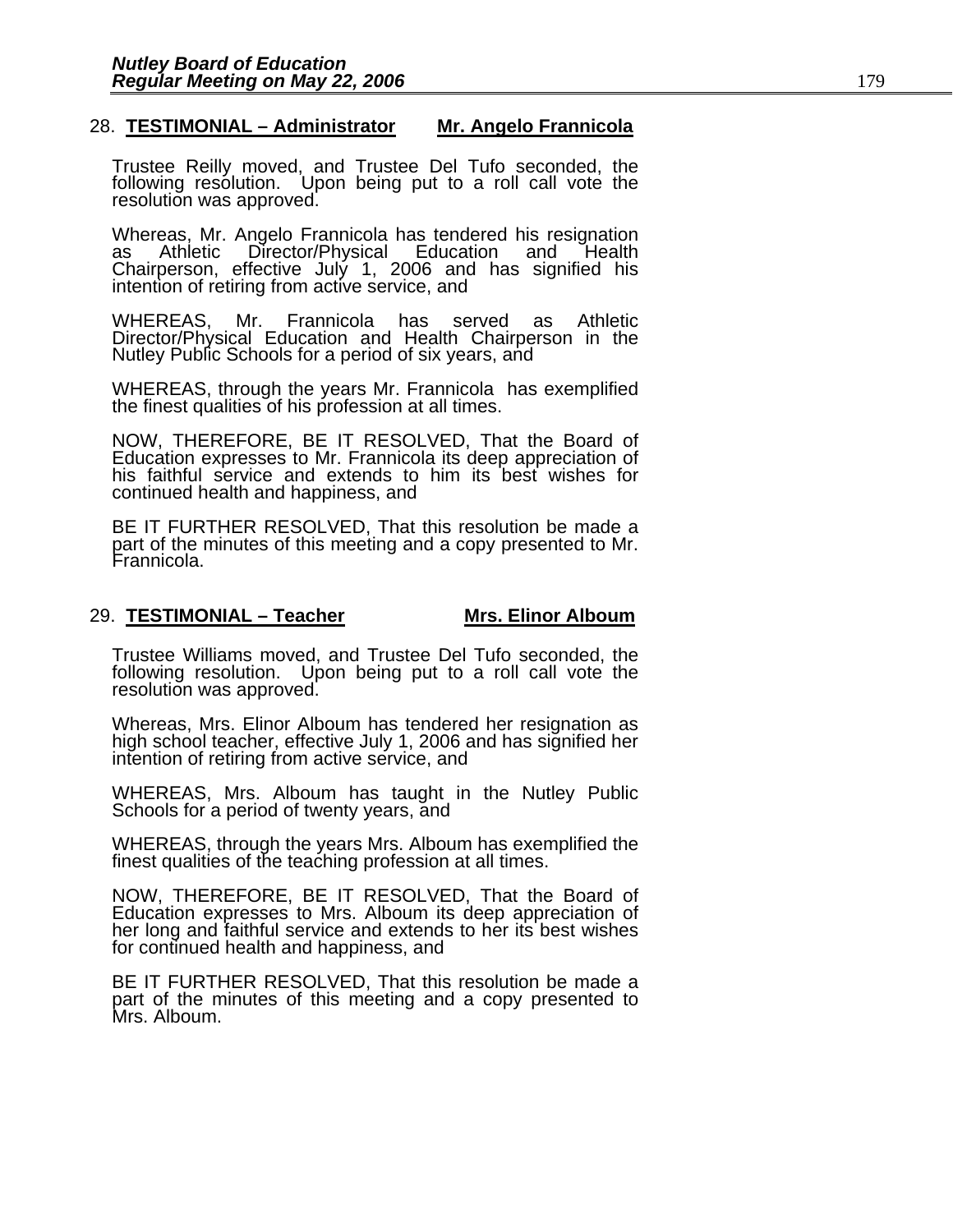## 28. **TESTIMONIAL – Administrator** **Mr. Angelo Frannicola**

Trustee Reilly moved, and Trustee Del Tufo seconded, the following resolution. Upon being put to a roll call vote the resolution was approved.

Whereas, Mr. Angelo Frannicola has tendered his resignation as Athletic Director/Physical Education and Health Chairperson, effective July 1, 2006 and has signified his intention of retiring from active service, and

WHEREAS, Mr. Frannicola has served as Athletic Director/Physical Education and Health Chairperson in the Nutley Public Schools for a period of six years, and

WHEREAS, through the years Mr. Frannicola has exemplified the finest qualities of his profession at all times.

NOW, THEREFORE, BE IT RESOLVED, That the Board of Education expresses to Mr. Frannicola its deep appreciation of his faithful service and extends to him its best wishes for continued health and happiness, and

BE IT FURTHER RESOLVED, That this resolution be made a part of the minutes of this meeting and a copy presented to Mr. Frannicola.

## 29. **TESTIMONIAL – Teacher** **Mrs. Elinor Alboum**

Trustee Williams moved, and Trustee Del Tufo seconded, the following resolution. Upon being put to a roll call vote the resolution was approved.

Whereas, Mrs. Elinor Alboum has tendered her resignation as high school teacher, effective July 1, 2006 and has signified her intention of retiring from active service, and

WHEREAS, Mrs. Alboum has taught in the Nutley Public Schools for a period of twenty years, and

WHEREAS, through the years Mrs. Alboum has exemplified the finest qualities of the teaching profession at all times.

NOW, THEREFORE, BE IT RESOLVED, That the Board of Education expresses to Mrs. Alboum its deep appreciation of her long and faithful service and extends to her its best wishes for continued health and happiness, and

BE IT FURTHER RESOLVED, That this resolution be made a part of the minutes of this meeting and a copy presented to Mrs. Alboum.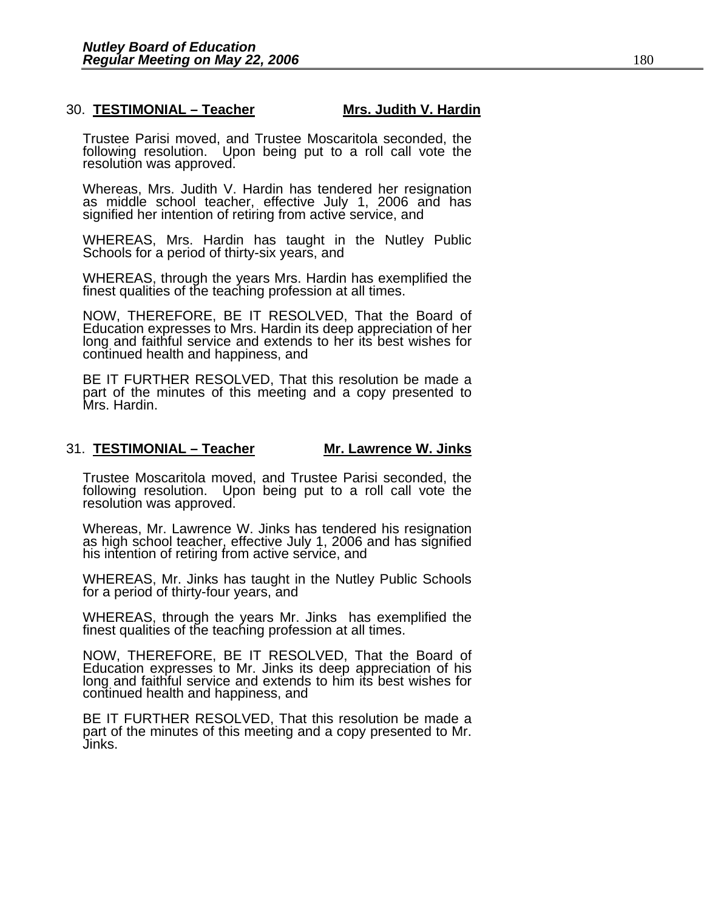30. **TESTIMONIAL – Teacher** **Mrs. Judith V. Hardin**

Trustee Parisi moved, and Trustee Moscaritola seconded, the following resolution. Upon being put to a roll call vote the resolution was approved.

Whereas, Mrs. Judith V. Hardin has tendered her resignation as middle school teacher, effective July 1, 2006 and has signified her intention of retiring from active service, and

WHEREAS, Mrs. Hardin has taught in the Nutley Public Schools for a period of thirty-six years, and

WHEREAS, through the years Mrs. Hardin has exemplified the finest qualities of the teaching profession at all times.

NOW, THEREFORE, BE IT RESOLVED, That the Board of Education expresses to Mrs. Hardin its deep appreciation of her long and faithful service and extends to her its best wishes for continued health and happiness, and

BE IT FURTHER RESOLVED, That this resolution be made a part of the minutes of this meeting and a copy presented to Mrs. Hardin.

31. **TESTIMONIAL – Teacher** **Mr. Lawrence W. Jinks**

Trustee Moscaritola moved, and Trustee Parisi seconded, the following resolution. Upon being put to a roll call vote the resolution was approved.

Whereas, Mr. Lawrence W. Jinks has tendered his resignation as high school teacher, effective July 1, 2006 and has signified his intention of retiring from active service, and

WHEREAS, Mr. Jinks has taught in the Nutley Public Schools for a period of thirty-four years, and

WHEREAS, through the years Mr. Jinks has exemplified the finest qualities of the teaching profession at all times.

NOW, THEREFORE, BE IT RESOLVED, That the Board of Education expresses to Mr. Jinks its deep appreciation of his long and faithful service and extends to him its best wishes for continued health and happiness, and

BE IT FURTHER RESOLVED, That this resolution be made a part of the minutes of this meeting and a copy presented to Mr. Jinks.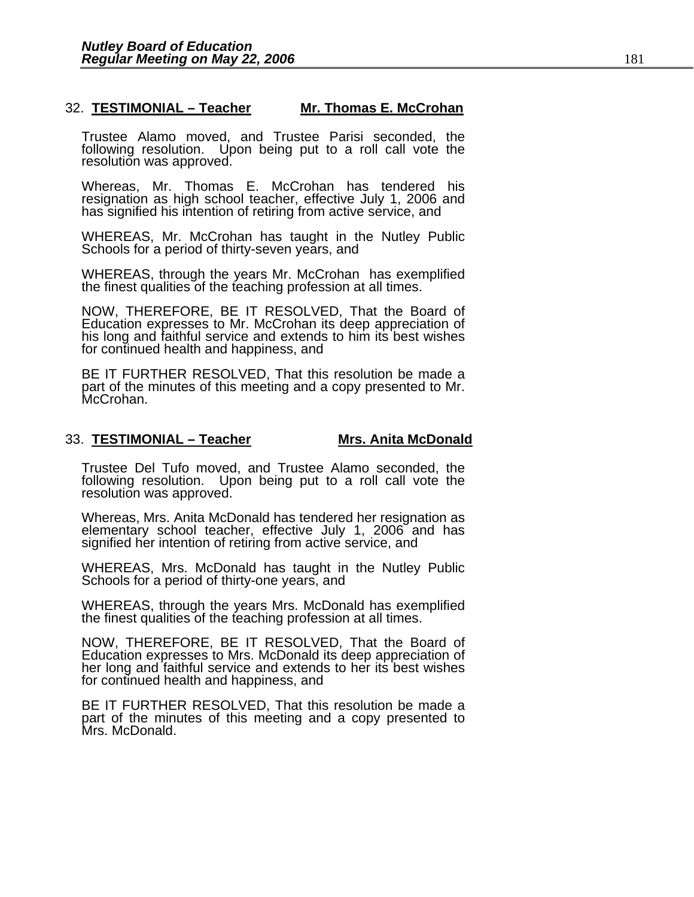32. **TESTIMONIAL – Teacher** **Mr. Thomas E. McCrohan**

Trustee Alamo moved, and Trustee Parisi seconded, the following resolution. Upon being put to a roll call vote the resolution was approved.

Whereas, Mr. Thomas E. McCrohan has tendered his resignation as high school teacher, effective July 1, 2006 and has signified his intention of retiring from active service, and

WHEREAS, Mr. McCrohan has taught in the Nutley Public Schools for a period of thirty-seven years, and

WHEREAS, through the years Mr. McCrohan has exemplified the finest qualities of the teaching profession at all times.

NOW, THEREFORE, BE IT RESOLVED, That the Board of Education expresses to Mr. McCrohan its deep appreciation of his long and faithful service and extends to him its best wishes for continued health and happiness, and

BE IT FURTHER RESOLVED, That this resolution be made a part of the minutes of this meeting and a copy presented to Mr. McCrohan.

33. **TESTIMONIAL – Teacher** **Mrs. Anita McDonald**

Trustee Del Tufo moved, and Trustee Alamo seconded, the following resolution. Upon being put to a roll call vote the resolution was approved.

Whereas, Mrs. Anita McDonald has tendered her resignation as elementary school teacher, effective July 1, 2006 and has signified her intention of retiring from active service, and

WHEREAS, Mrs. McDonald has taught in the Nutley Public Schools for a period of thirty-one years, and

WHEREAS, through the years Mrs. McDonald has exemplified the finest qualities of the teaching profession at all times.

NOW, THEREFORE, BE IT RESOLVED, That the Board of Education expresses to Mrs. McDonald its deep appreciation of her long and faithful service and extends to her its best wishes for continued health and happiness, and

BE IT FURTHER RESOLVED, That this resolution be made a part of the minutes of this meeting and a copy presented to Mrs. McDonald.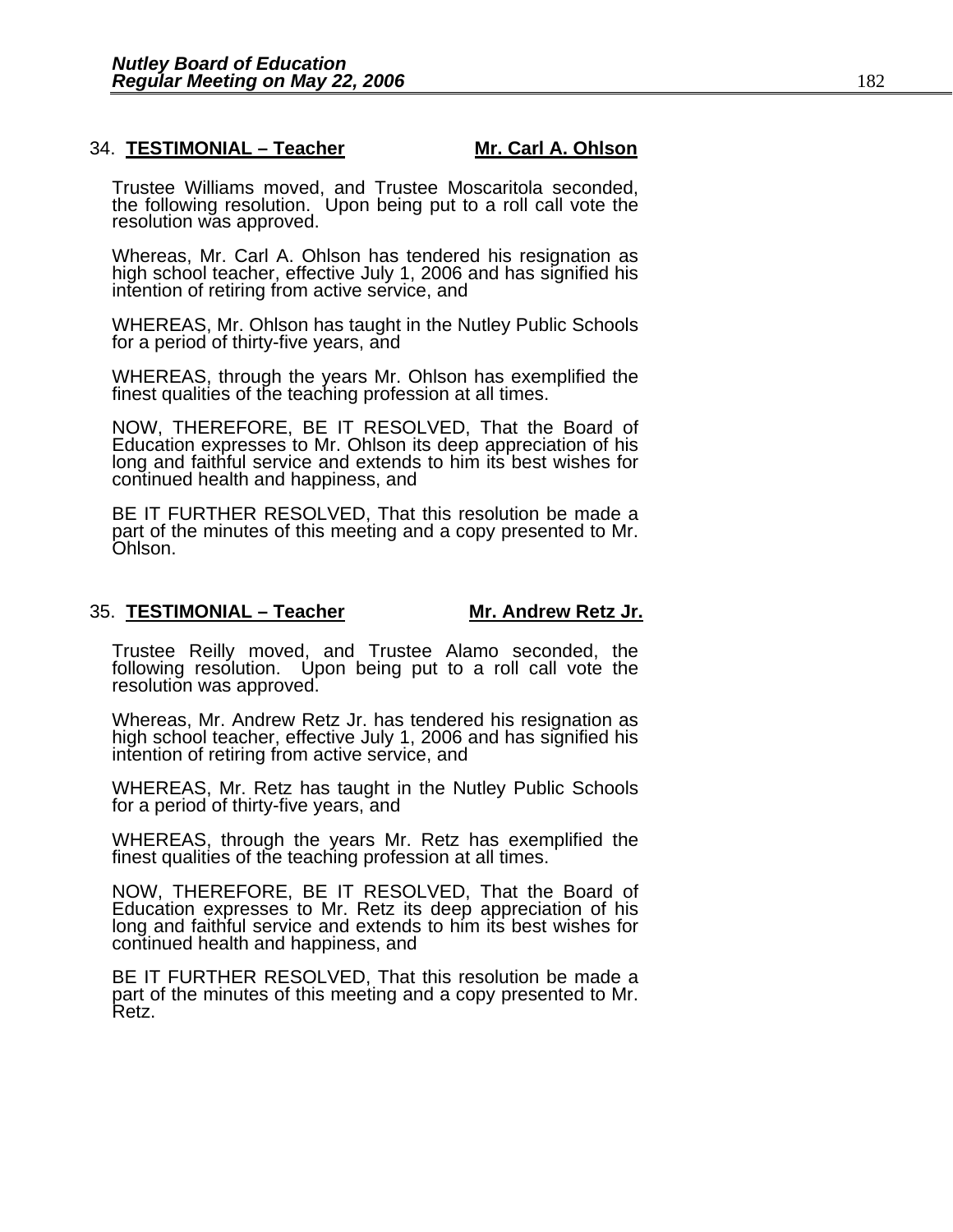34. **TESTIMONIAL – Teacher** **Mr. Carl A. Ohlson**

Trustee Williams moved, and Trustee Moscaritola seconded, the following resolution. Upon being put to a roll call vote the resolution was approved.

Whereas, Mr. Carl A. Ohlson has tendered his resignation as high school teacher, effective July 1, 2006 and has signified his intention of retiring from active service, and

WHEREAS, Mr. Ohlson has taught in the Nutley Public Schools for a period of thirty-five years, and

WHEREAS, through the years Mr. Ohlson has exemplified the finest qualities of the teaching profession at all times.

NOW, THEREFORE, BE IT RESOLVED, That the Board of Education expresses to Mr. Ohlson its deep appreciation of his long and faithful service and extends to him its best wishes for continued health and happiness, and

BE IT FURTHER RESOLVED, That this resolution be made a part of the minutes of this meeting and a copy presented to Mr. Ohlson.

35. **TESTIMONIAL – Teacher** **Mr. Andrew Retz Jr.**

Trustee Reilly moved, and Trustee Alamo seconded, the following resolution. Upon being put to a roll call vote the resolution was approved.

Whereas, Mr. Andrew Retz Jr. has tendered his resignation as high school teacher, effective July 1, 2006 and has signified his intention of retiring from active service, and

WHEREAS, Mr. Retz has taught in the Nutley Public Schools for a period of thirty-five years, and

WHEREAS, through the years Mr. Retz has exemplified the finest qualities of the teaching profession at all times.

NOW, THEREFORE, BE IT RESOLVED, That the Board of Education expresses to Mr. Retz its deep appreciation of his long and faithful service and extends to him its best wishes for continued health and happiness, and

BE IT FURTHER RESOLVED, That this resolution be made a part of the minutes of this meeting and a copy presented to Mr. Retz.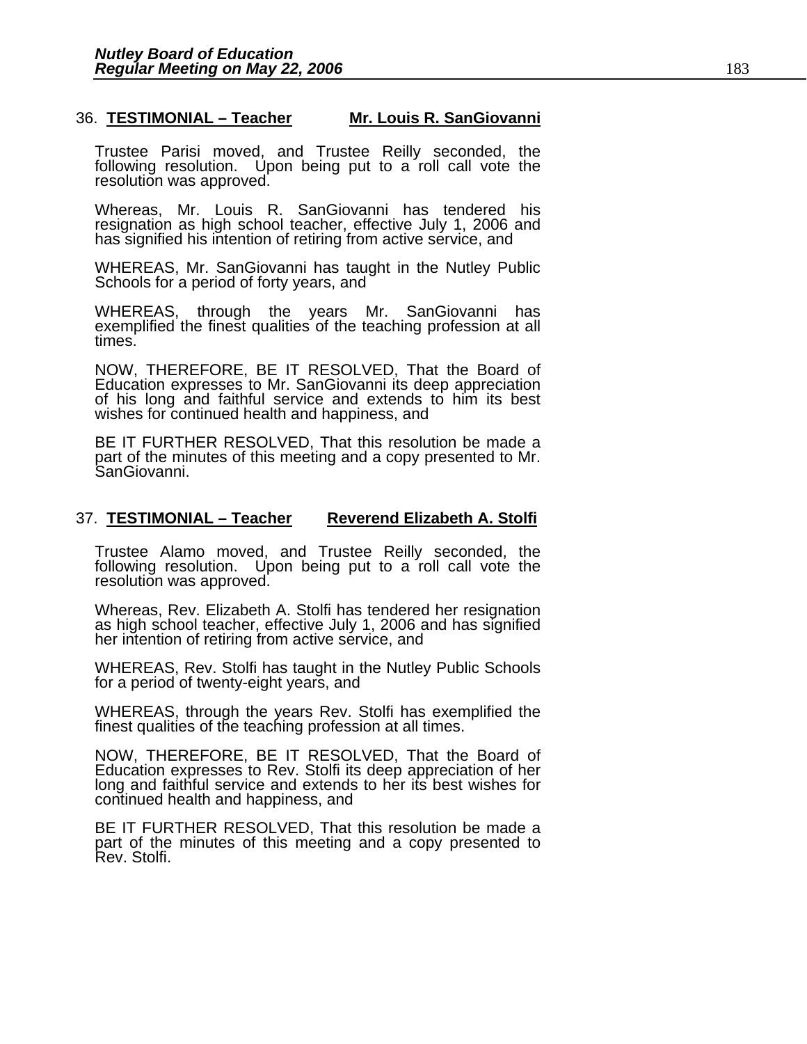## 36. **TESTIMONIAL – Teacher** **Mr. Louis R. SanGiovanni**

Trustee Parisi moved, and Trustee Reilly seconded, the following resolution. Upon being put to a roll call vote the resolution was approved.

Whereas, Mr. Louis R. SanGiovanni has tendered his resignation as high school teacher, effective July 1, 2006 and has signified his intention of retiring from active service, and

WHEREAS, Mr. SanGiovanni has taught in the Nutley Public Schools for a period of forty years, and

WHEREAS, through the years Mr. SanGiovanni has exemplified the finest qualities of the teaching profession at all times.

NOW, THEREFORE, BE IT RESOLVED, That the Board of Education expresses to Mr. SanGiovanni its deep appreciation of his long and faithful service and extends to him its best wishes for continued health and happiness, and

BE IT FURTHER RESOLVED, That this resolution be made a part of the minutes of this meeting and a copy presented to Mr. SanGiovanni.

## 37. **TESTIMONIAL – Teacher** **Reverend Elizabeth A. Stolfi**

Trustee Alamo moved, and Trustee Reilly seconded, the following resolution. Upon being put to a roll call vote the resolution was approved.

Whereas, Rev. Elizabeth A. Stolfi has tendered her resignation as high school teacher, effective July 1, 2006 and has signified her intention of retiring from active service, and

WHEREAS, Rev. Stolfi has taught in the Nutley Public Schools for a period of twenty-eight years, and

WHEREAS, through the years Rev. Stolfi has exemplified the finest qualities of the teaching profession at all times.

NOW, THEREFORE, BE IT RESOLVED, That the Board of Education expresses to Rev. Stolfi its deep appreciation of her long and faithful service and extends to her its best wishes for continued health and happiness, and

BE IT FURTHER RESOLVED, That this resolution be made a part of the minutes of this meeting and a copy presented to Rev. Stolfi.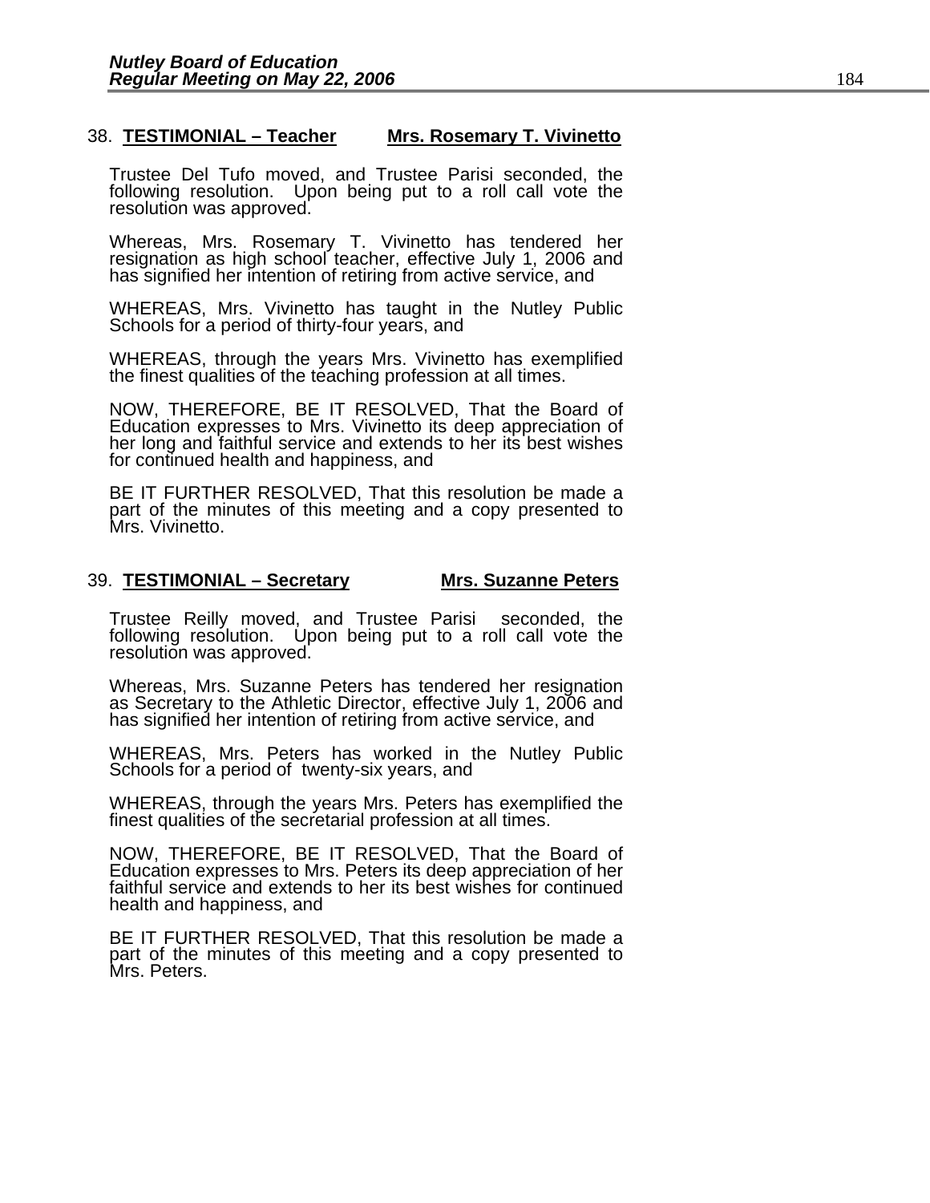38. **TESTIMONIAL – Teacher** **Mrs. Rosemary T. Vivinetto**

Trustee Del Tufo moved, and Trustee Parisi seconded, the following resolution. Upon being put to a roll call vote the resolution was approved.

Whereas, Mrs. Rosemary T. Vivinetto has tendered her resignation as high school teacher, effective July 1, 2006 and has signified her intention of retiring from active service, and

WHEREAS, Mrs. Vivinetto has taught in the Nutley Public Schools for a period of thirty-four years, and

WHEREAS, through the years Mrs. Vivinetto has exemplified the finest qualities of the teaching profession at all times.

NOW, THEREFORE, BE IT RESOLVED, That the Board of Education expresses to Mrs. Vivinetto its deep appreciation of her long and faithful service and extends to her its best wishes for continued health and happiness, and

BE IT FURTHER RESOLVED, That this resolution be made a part of the minutes of this meeting and a copy presented to Mrs. Vivinetto.

39. **TESTIMONIAL – Secretary** **Mrs. Suzanne Peters**

Trustee Reilly moved, and Trustee Parisi seconded, the following resolution. Upon being put to a roll call vote the resolution was approved.

Whereas, Mrs. Suzanne Peters has tendered her resignation as Secretary to the Athletic Director, effective July 1, 2006 and has signified her intention of retiring from active service, and

WHEREAS, Mrs. Peters has worked in the Nutley Public Schools for a period of twenty-six years, and

WHEREAS, through the years Mrs. Peters has exemplified the finest qualities of the secretarial profession at all times.

NOW, THEREFORE, BE IT RESOLVED, That the Board of Education expresses to Mrs. Peters its deep appreciation of her faithful service and extends to her its best wishes for continued health and happiness, and

BE IT FURTHER RESOLVED, That this resolution be made a part of the minutes of this meeting and a copy presented to Mrs. Peters.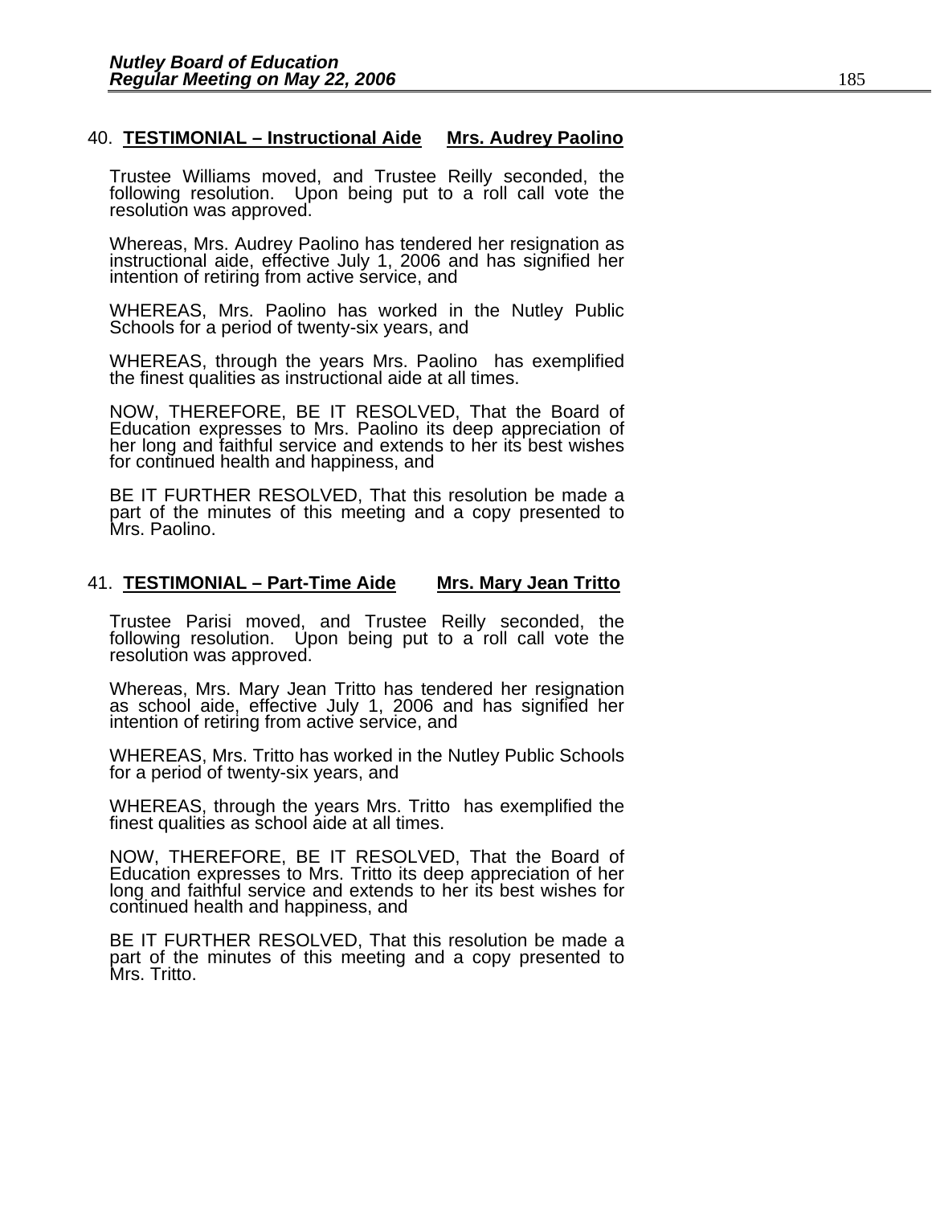## 40. **TESTIMONIAL – Instructional Aide** **Mrs. Audrey Paolino**

Trustee Williams moved, and Trustee Reilly seconded, the following resolution. Upon being put to a roll call vote the resolution was approved.

Whereas, Mrs. Audrey Paolino has tendered her resignation as instructional aide, effective July 1, 2006 and has signified her intention of retiring from active service, and

WHEREAS, Mrs. Paolino has worked in the Nutley Public Schools for a period of twenty-six years, and

WHEREAS, through the years Mrs. Paolino has exemplified the finest qualities as instructional aide at all times.

NOW, THEREFORE, BE IT RESOLVED, That the Board of Education expresses to Mrs. Paolino its deep appreciation of her long and faithful service and extends to her its best wishes for continued health and happiness, and

BE IT FURTHER RESOLVED, That this resolution be made a part of the minutes of this meeting and a copy presented to Mrs. Paolino.

## 41. **TESTIMONIAL – Part-Time Aide** **Mrs. Mary Jean Tritto**

Trustee Parisi moved, and Trustee Reilly seconded, the following resolution. Upon being put to a roll call vote the resolution was approved.

Whereas, Mrs. Mary Jean Tritto has tendered her resignation as school aide, effective July 1, 2006 and has signified her intention of retiring from active service, and

WHEREAS, Mrs. Tritto has worked in the Nutley Public Schools for a period of twenty-six years, and

WHEREAS, through the years Mrs. Tritto has exemplified the finest qualities as school aide at all times.

NOW, THEREFORE, BE IT RESOLVED, That the Board of Education expresses to Mrs. Tritto its deep appreciation of her long and faithful service and extends to her its best wishes for continued health and happiness, and

BE IT FURTHER RESOLVED, That this resolution be made a part of the minutes of this meeting and a copy presented to Mrs. Tritto.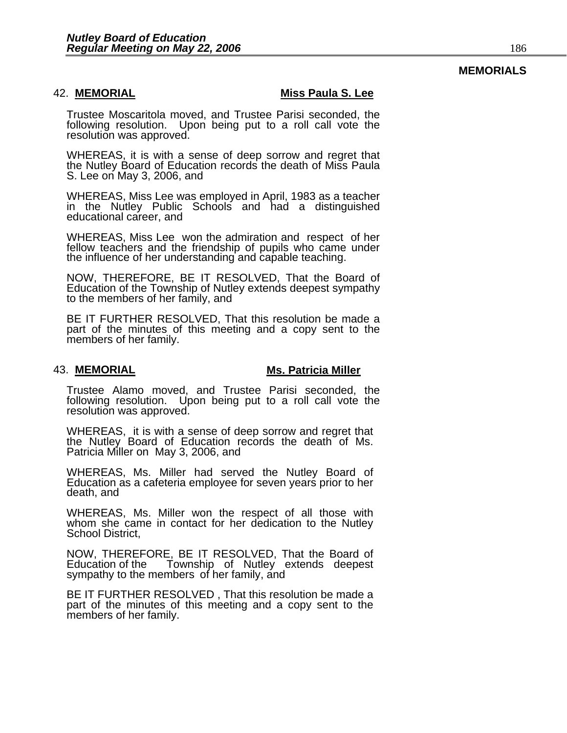**MEMORIALS**

42. **MEMORIAL** **Miss Paula S. Lee**

Trustee Moscaritola moved, and Trustee Parisi seconded, the following resolution. Upon being put to a roll call vote the resolution was approved.

WHEREAS, it is with a sense of deep sorrow and regret that the Nutley Board of Education records the death of Miss Paula S. Lee on May 3, 2006, and

WHEREAS, Miss Lee was employed in April, 1983 as a teacher in the Nutley Public Schools and had a distinguished educational career, and

WHEREAS, Miss Lee won the admiration and respect of her fellow teachers and the friendship of pupils who came under the influence of her understanding and capable teaching.

NOW, THEREFORE, BE IT RESOLVED, That the Board of Education of the Township of Nutley extends deepest sympathy to the members of her family, and

BE IT FURTHER RESOLVED, That this resolution be made a part of the minutes of this meeting and a copy sent to the members of her family.

43. **MEMORIAL** **Ms. Patricia Miller**

Trustee Alamo moved, and Trustee Parisi seconded, the following resolution. Upon being put to a roll call vote the resolution was approved.

WHEREAS, it is with a sense of deep sorrow and regret that the Nutley Board of Education records the death of Ms. Patricia Miller on May 3, 2006, and

WHEREAS, Ms. Miller had served the Nutley Board of Education as a cafeteria employee for seven years prior to her death, and

WHEREAS, Ms. Miller won the respect of all those with whom she came in contact for her dedication to the Nutley School District,

NOW, THEREFORE, BE IT RESOLVED, That the Board of Education of the Township of Nutley extends deepest sympathy to the members of her family, and

BE IT FURTHER RESOLVED , That this resolution be made a part of the minutes of this meeting and a copy sent to the members of her family.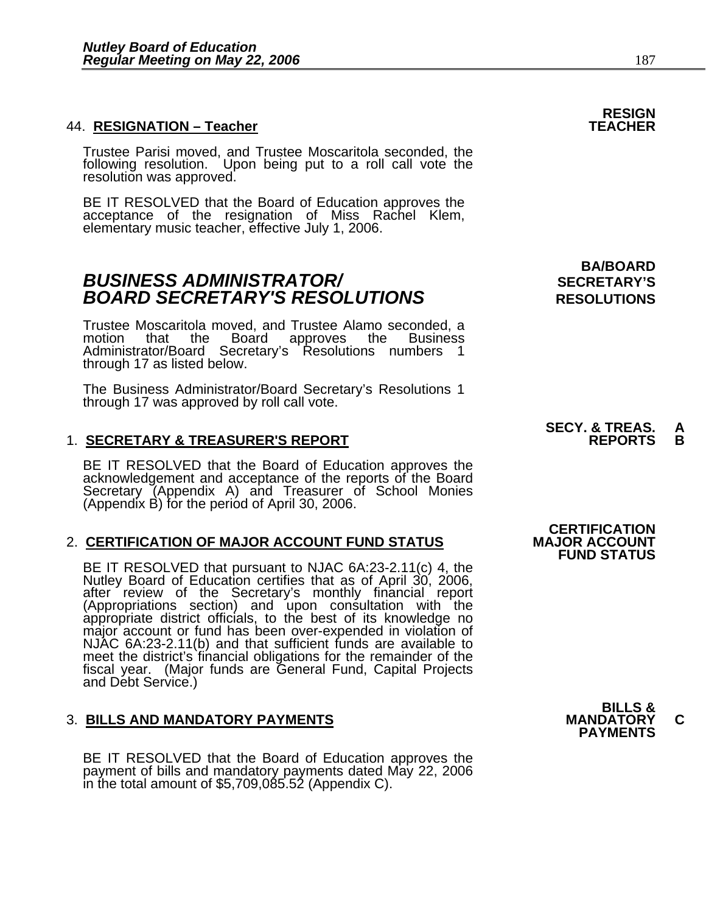**RESIGN TEACHER**

44. **RESIGNATION – Teacher**

Trustee Parisi moved, and Trustee Moscaritola seconded, the following resolution. Upon being put to a roll call vote the resolution was approved.

BE IT RESOLVED that the Board of Education approves the acceptance of the resignation of Miss Rachel Klem, elementary music teacher, effective July 1, 2006.

**BA/BOARD SECRETARY'S RESOLUTIONS**

## *BUSINESS ADMINISTRATOR/ BOARD SECRETARY'S RESOLUTIONS*

Trustee Moscaritola moved, and Trustee Alamo seconded, a motion that the Board approves the Business Administrator/Board Secretary's Resolutions numbers 1 through 17 as listed below.

The Business Administrator/Board Secretary's Resolutions 1 through 17 was approved by roll call vote.

**SECY. & TREAS. REPORTS A B**

1. **SECRETARY & TREASURER'S REPORT**

BE IT RESOLVED that the Board of Education approves the acknowledgement and acceptance of the reports of the Board Secretary (Appendix A) and Treasurer of School Monies (Appendix B) for the period of April 30, 2006.

**CERTIFICATION MAJOR ACCOUNT FUND STATUS**

2. **CERTIFICATION OF MAJOR ACCOUNT FUND STATUS**

BE IT RESOLVED that pursuant to NJAC 6A:23-2.11(c) 4, the Nutley Board of Education certifies that as of April 30, 2006, after review of the Secretary's monthly financial report (Appropriations section) and upon consultation with the appropriate district officials, to the best of its knowledge no major account or fund has been over-expended in violation of NJAC 6A:23-2.11(b) and that sufficient funds are available to meet the district's financial obligations for the remainder of the fiscal year. (Major funds are General Fund, Capital Projects and Debt Service.)

**BILLS & MANDATORY PAYMENTS C**

3. **BILLS AND MANDATORY PAYMENTS**

BE IT RESOLVED that the Board of Education approves the payment of bills and mandatory payments dated May 22, 2006 in the total amount of $5,709,085.52 (Appendix C).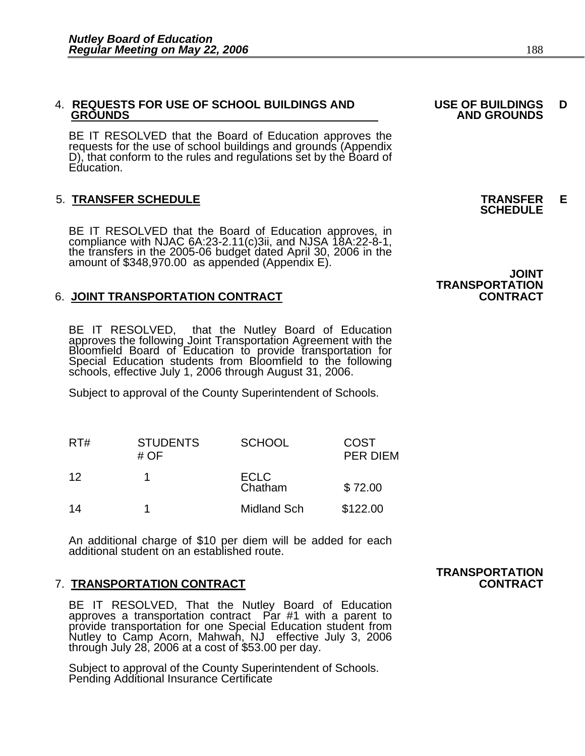4. **REQUESTS FOR USE OF SCHOOL BUILDINGS AND GROUNDS** — **USE OF BUILDINGS AND GROUNDS** — **D**

BE IT RESOLVED that the Board of Education approves the requests for the use of school buildings and grounds (Appendix D), that conform to the rules and regulations set by the Board of Education.

5. **TRANSFER SCHEDULE** — **TRANSFER SCHEDULE** — **E**

BE IT RESOLVED that the Board of Education approves, in compliance with NJAC 6A:23-2.11(c)3ii, and NJSA 18A:22-8-1, the transfers in the 2005-06 budget dated April 30, 2006 in the amount of $348,970.00 as appended (Appendix E).

6. **JOINT TRANSPORTATION CONTRACT** — **JOINT TRANSPORTATION CONTRACT**

BE IT RESOLVED, that the Nutley Board of Education approves the following Joint Transportation Agreement with the Bloomfield Board of Education to provide transportation for Special Education students from Bloomfield to the following schools, effective July 1, 2006 through August 31, 2006.

Subject to approval of the County Superintendent of Schools.

| RT# | STUDENTS # OF | SCHOOL | COST PER DIEM |
|---|---|---|---|
| 12 | 1 | ECLC Chatham | $ 72.00 |
| 14 | 1 | Midland Sch | $122.00 |

An additional charge of $10 per diem will be added for each additional student on an established route.

7. **TRANSPORTATION CONTRACT** — **TRANSPORTATION CONTRACT**

BE IT RESOLVED, That the Nutley Board of Education approves a transportation contract Par #1 with a parent to provide transportation for one Special Education student from Nutley to Camp Acorn, Mahwah, NJ effective July 3, 2006 through July 28, 2006 at a cost of $53.00 per day.

Subject to approval of the County Superintendent of Schools.
Pending Additional Insurance Certificate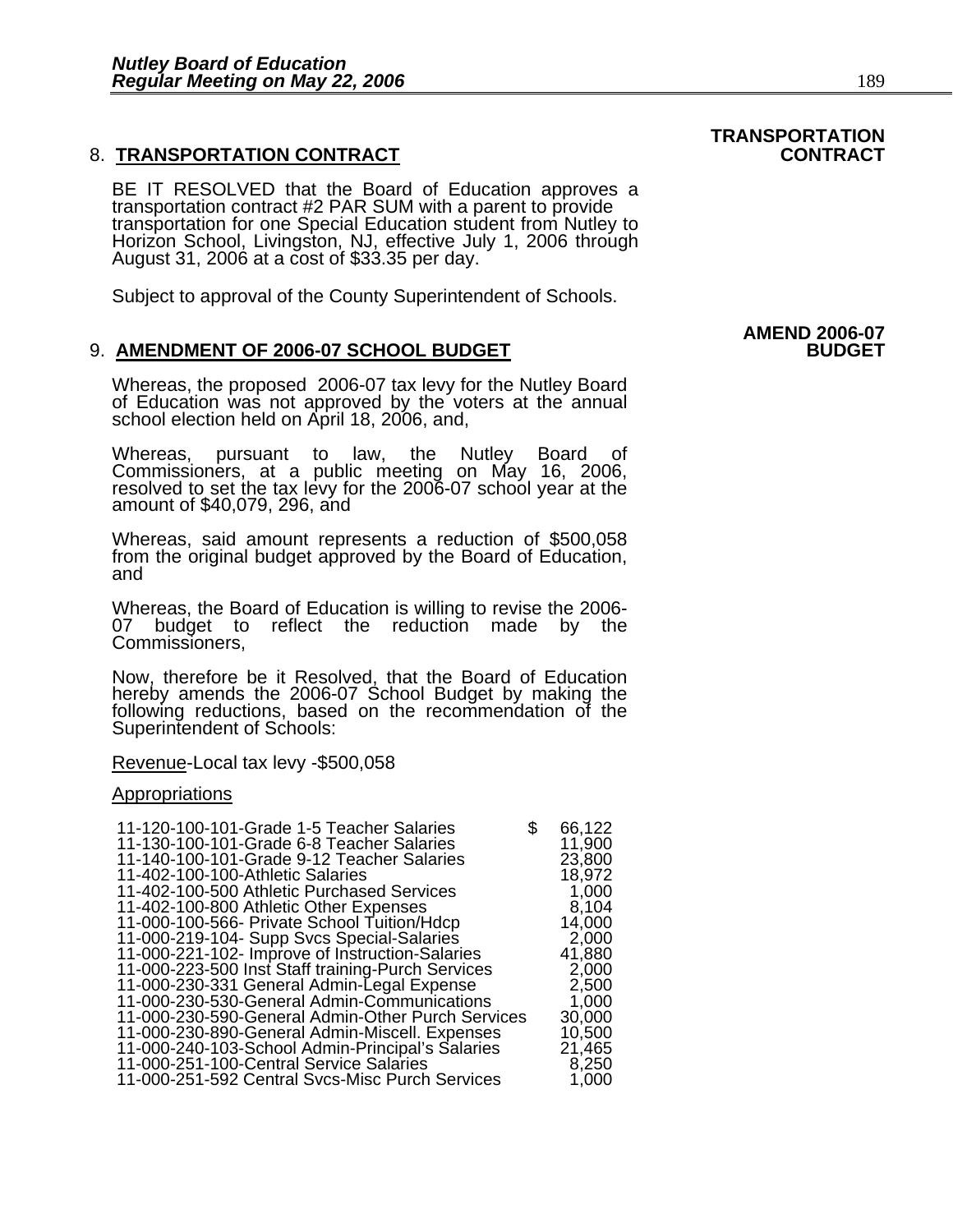## 8. **TRANSPORTATION CONTRACT**

**TRANSPORTATION CONTRACT**

BE IT RESOLVED that the Board of Education approves a transportation contract #2 PAR SUM with a parent to provide transportation for one Special Education student from Nutley to Horizon School, Livingston, NJ, effective July 1, 2006 through August 31, 2006 at a cost of $33.35 per day.

Subject to approval of the County Superintendent of Schools.

## 9. **AMENDMENT OF 2006-07 SCHOOL BUDGET**

**AMEND 2006-07 BUDGET**

Whereas, the proposed 2006-07 tax levy for the Nutley Board of Education was not approved by the voters at the annual school election held on April 18, 2006, and,

Whereas, pursuant to law, the Nutley Board of Commissioners, at a public meeting on May 16, 2006, resolved to set the tax levy for the 2006-07 school year at the amount of $40,079, 296, and

Whereas, said amount represents a reduction of $500,058 from the original budget approved by the Board of Education, and

Whereas, the Board of Education is willing to revise the 2006-07 budget to reflect the reduction made by the Commissioners,

Now, therefore be it Resolved, that the Board of Education hereby amends the 2006-07 School Budget by making the following reductions, based on the recommendation of the Superintendent of Schools:

Revenue-Local tax levy -$500,058

Appropriations

| | |
|---|---|
| 11-120-100-101-Grade 1-5 Teacher Salaries | $ 66,122 |
| 11-130-100-101-Grade 6-8 Teacher Salaries | 11,900 |
| 11-140-100-101-Grade 9-12 Teacher Salaries | 23,800 |
| 11-402-100-100-Athletic Salaries | 18,972 |
| 11-402-100-500 Athletic Purchased Services | 1,000 |
| 11-402-100-800 Athletic Other Expenses | 8,104 |
| 11-000-100-566- Private School Tuition/Hdcp | 14,000 |
| 11-000-219-104- Supp Svcs Special-Salaries | 2,000 |
| 11-000-221-102- Improve of Instruction-Salaries | 41,880 |
| 11-000-223-500 Inst Staff training-Purch Services | 2,000 |
| 11-000-230-331 General Admin-Legal Expense | 2,500 |
| 11-000-230-530-General Admin-Communications | 1,000 |
| 11-000-230-590-General Admin-Other Purch Services | 30,000 |
| 11-000-230-890-General Admin-Miscell. Expenses | 10,500 |
| 11-000-240-103-School Admin-Principal's Salaries | 21,465 |
| 11-000-251-100-Central Service Salaries | 8,250 |
| 11-000-251-592 Central Svcs-Misc Purch Services | 1,000 |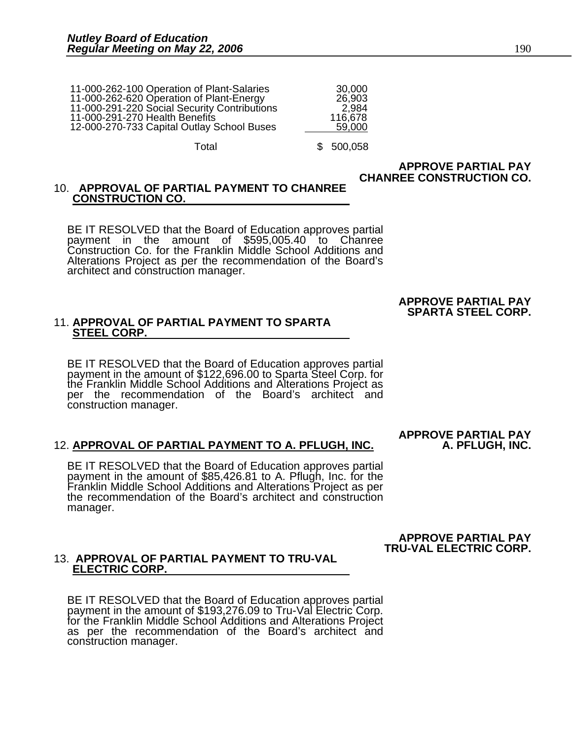| | |
|---|---|
| 11-000-262-100 Operation of Plant-Salaries | 30,000 |
| 11-000-262-620 Operation of Plant-Energy | 26,903 |
| 11-000-291-220 Social Security Contributions | 2,984 |
| 11-000-291-270 Health Benefits | 116,678 |
| 12-000-270-733 Capital Outlay School Buses | 59,000 |
| Total | $ 500,058 |

**APPROVE PARTIAL PAY CHANREE CONSTRUCTION CO.**

10. **APPROVAL OF PARTIAL PAYMENT TO CHANREE CONSTRUCTION CO.**

BE IT RESOLVED that the Board of Education approves partial payment in the amount of $595,005.40 to Chanree Construction Co. for the Franklin Middle School Additions and Alterations Project as per the recommendation of the Board's architect and construction manager.

**APPROVE PARTIAL PAY SPARTA STEEL CORP.**

11. **APPROVAL OF PARTIAL PAYMENT TO SPARTA STEEL CORP.**

BE IT RESOLVED that the Board of Education approves partial payment in the amount of $122,696.00 to Sparta Steel Corp. for the Franklin Middle School Additions and Alterations Project as per the recommendation of the Board's architect and construction manager.

**APPROVE PARTIAL PAY A. PFLUGH, INC.**

12. **APPROVAL OF PARTIAL PAYMENT TO A. PFLUGH, INC.**

BE IT RESOLVED that the Board of Education approves partial payment in the amount of $85,426.81 to A. Pflugh, Inc. for the Franklin Middle School Additions and Alterations Project as per the recommendation of the Board's architect and construction manager.

**APPROVE PARTIAL PAY TRU-VAL ELECTRIC CORP.**

13. **APPROVAL OF PARTIAL PAYMENT TO TRU-VAL ELECTRIC CORP.**

BE IT RESOLVED that the Board of Education approves partial payment in the amount of $193,276.09 to Tru-Val Electric Corp. for the Franklin Middle School Additions and Alterations Project as per the recommendation of the Board's architect and construction manager.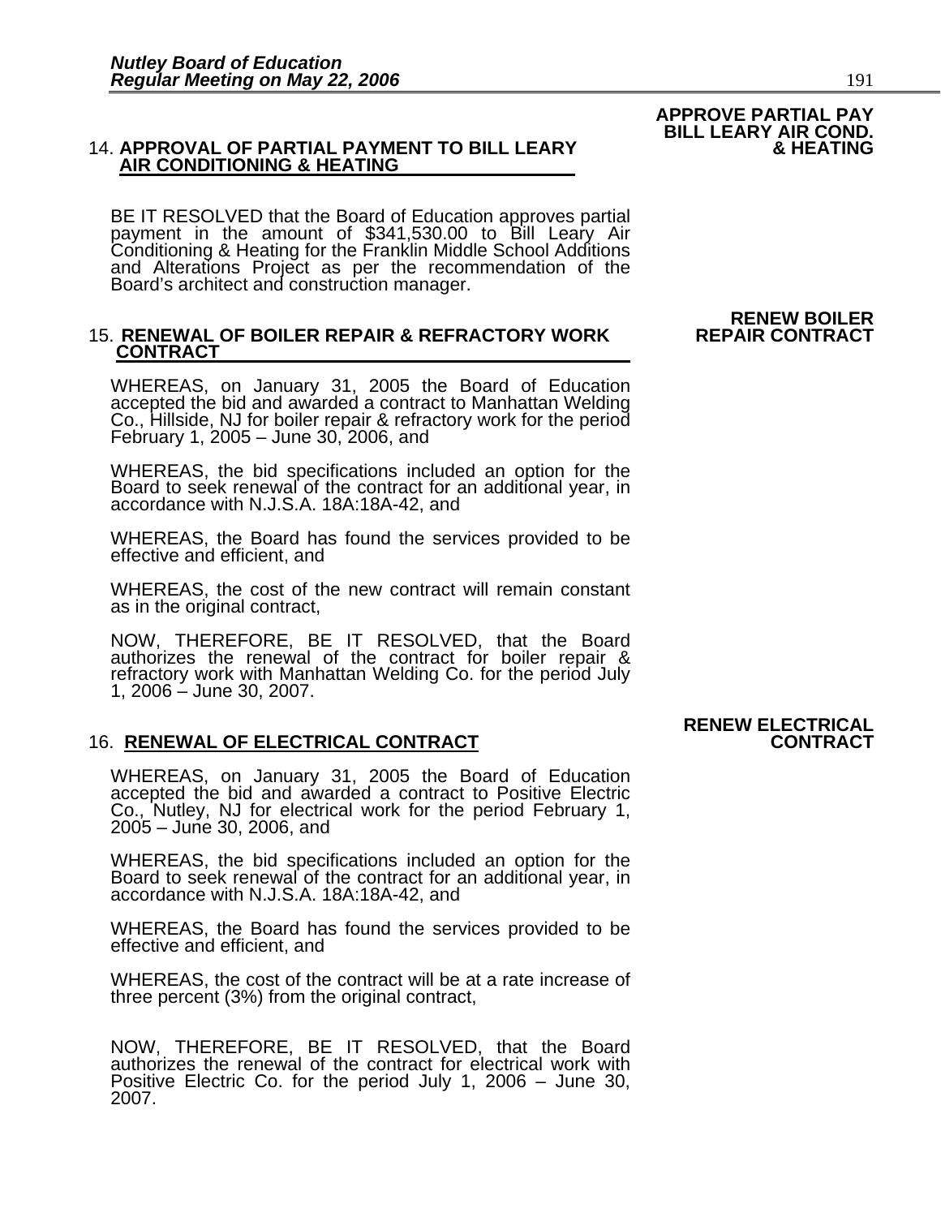**APPROVE PARTIAL PAY BILL LEARY AIR COND. & HEATING**

14. **APPROVAL OF PARTIAL PAYMENT TO BILL LEARY AIR CONDITIONING & HEATING**

BE IT RESOLVED that the Board of Education approves partial payment in the amount of $341,530.00 to Bill Leary Air Conditioning & Heating for the Franklin Middle School Additions and Alterations Project as per the recommendation of the Board's architect and construction manager.

**RENEW BOILER REPAIR CONTRACT**

15. **RENEWAL OF BOILER REPAIR & REFRACTORY WORK CONTRACT**

WHEREAS, on January 31, 2005 the Board of Education accepted the bid and awarded a contract to Manhattan Welding Co., Hillside, NJ for boiler repair & refractory work for the period February 1, 2005 – June 30, 2006, and

WHEREAS, the bid specifications included an option for the Board to seek renewal of the contract for an additional year, in accordance with N.J.S.A. 18A:18A-42, and

WHEREAS, the Board has found the services provided to be effective and efficient, and

WHEREAS, the cost of the new contract will remain constant as in the original contract,

NOW, THEREFORE, BE IT RESOLVED, that the Board authorizes the renewal of the contract for boiler repair & refractory work with Manhattan Welding Co. for the period July 1, 2006 – June 30, 2007.

**RENEW ELECTRICAL CONTRACT**

16. **RENEWAL OF ELECTRICAL CONTRACT**

WHEREAS, on January 31, 2005 the Board of Education accepted the bid and awarded a contract to Positive Electric Co., Nutley, NJ for electrical work for the period February 1, 2005 – June 30, 2006, and

WHEREAS, the bid specifications included an option for the Board to seek renewal of the contract for an additional year, in accordance with N.J.S.A. 18A:18A-42, and

WHEREAS, the Board has found the services provided to be effective and efficient, and

WHEREAS, the cost of the contract will be at a rate increase of three percent (3%) from the original contract,

NOW, THEREFORE, BE IT RESOLVED, that the Board authorizes the renewal of the contract for electrical work with Positive Electric Co. for the period July 1, 2006 – June 30, 2007.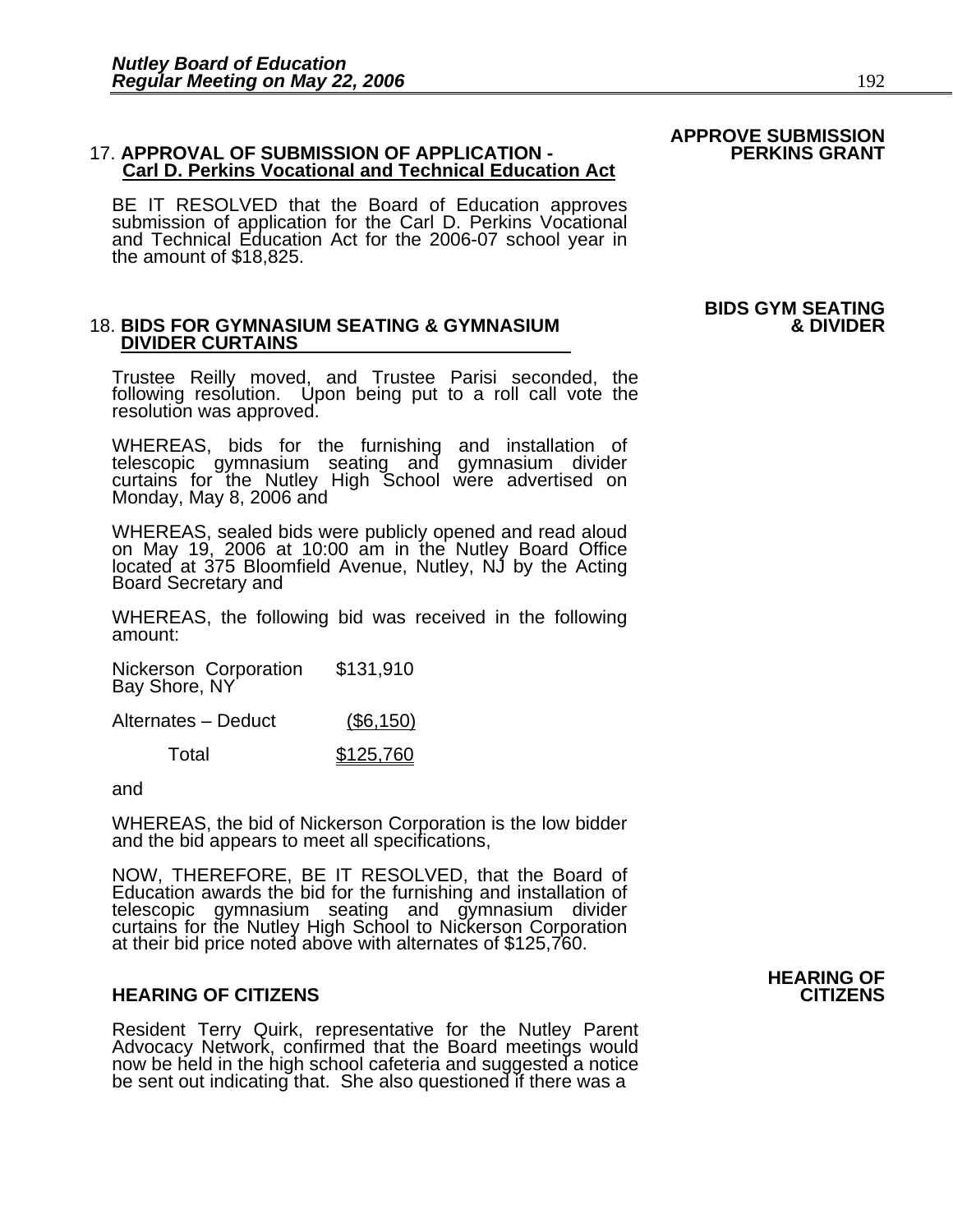**APPROVE SUBMISSION PERKINS GRANT**

17. **APPROVAL OF SUBMISSION OF APPLICATION - <u>Carl D. Perkins Vocational and Technical Education Act</u>**

BE IT RESOLVED that the Board of Education approves submission of application for the Carl D. Perkins Vocational and Technical Education Act for the 2006-07 school year in the amount of $18,825.

**BIDS GYM SEATING & DIVIDER**

18. **BIDS FOR GYMNASIUM SEATING & GYMNASIUM <u>DIVIDER CURTAINS</u>**

Trustee Reilly moved, and Trustee Parisi seconded, the following resolution. Upon being put to a roll call vote the resolution was approved.

WHEREAS, bids for the furnishing and installation of telescopic gymnasium seating and gymnasium divider curtains for the Nutley High School were advertised on Monday, May 8, 2006 and

WHEREAS, sealed bids were publicly opened and read aloud on May 19, 2006 at 10:00 am in the Nutley Board Office located at 375 Bloomfield Avenue, Nutley, NJ by the Acting Board Secretary and

WHEREAS, the following bid was received in the following amount:

| | |
|---|---|
| Nickerson Corporation<br>Bay Shore, NY | $131,910 |
| Alternates – Deduct | <u>($6,150)</u> |
| Total | <u>$125,760</u> |

and

WHEREAS, the bid of Nickerson Corporation is the low bidder and the bid appears to meet all specifications,

NOW, THEREFORE, BE IT RESOLVED, that the Board of Education awards the bid for the furnishing and installation of telescopic gymnasium seating and gymnasium divider curtains for the Nutley High School to Nickerson Corporation at their bid price noted above with alternates of $125,760.

**HEARING OF CITIZENS**

## HEARING OF CITIZENS

Resident Terry Quirk, representative for the Nutley Parent Advocacy Network, confirmed that the Board meetings would now be held in the high school cafeteria and suggested a notice be sent out indicating that. She also questioned if there was a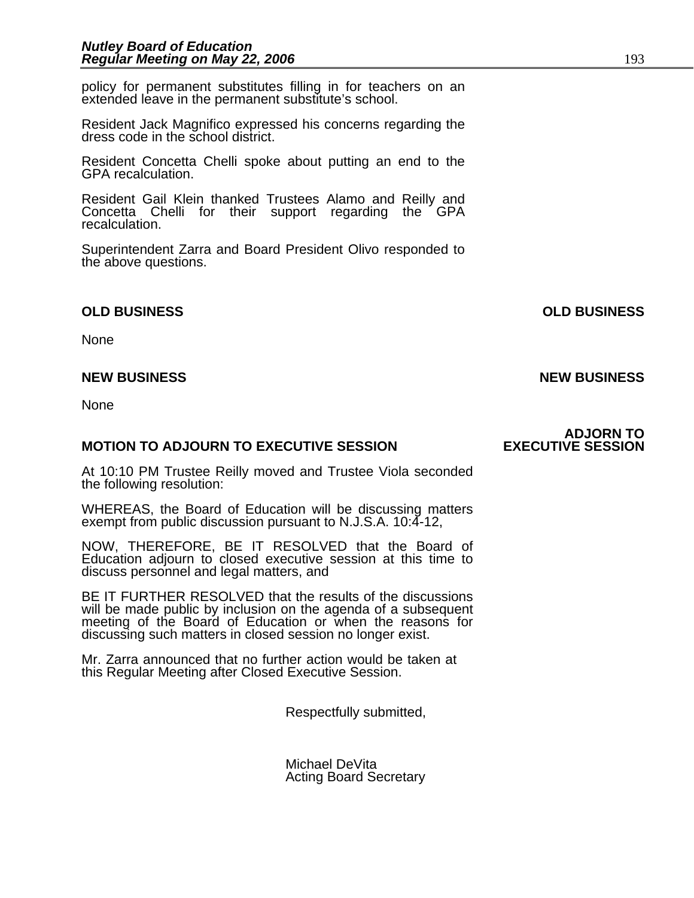policy for permanent substitutes filling in for teachers on an extended leave in the permanent substitute's school.

Resident Jack Magnifico expressed his concerns regarding the dress code in the school district.

Resident Concetta Chelli spoke about putting an end to the GPA recalculation.

Resident Gail Klein thanked Trustees Alamo and Reilly and Concetta Chelli for their support regarding the GPA recalculation.

Superintendent Zarra and Board President Olivo responded to the above questions.

**OLD BUSINESS** **OLD BUSINESS**

None

**NEW BUSINESS** **NEW BUSINESS**

None

**MOTION TO ADJOURN TO EXECUTIVE SESSION** **ADJORN TO EXECUTIVE SESSION**

At 10:10 PM Trustee Reilly moved and Trustee Viola seconded the following resolution:

WHEREAS, the Board of Education will be discussing matters exempt from public discussion pursuant to N.J.S.A. 10:4-12,

NOW, THEREFORE, BE IT RESOLVED that the Board of Education adjourn to closed executive session at this time to discuss personnel and legal matters, and

BE IT FURTHER RESOLVED that the results of the discussions will be made public by inclusion on the agenda of a subsequent meeting of the Board of Education or when the reasons for discussing such matters in closed session no longer exist.

Mr. Zarra announced that no further action would be taken at this Regular Meeting after Closed Executive Session.

Respectfully submitted,

Michael DeVita
Acting Board Secretary